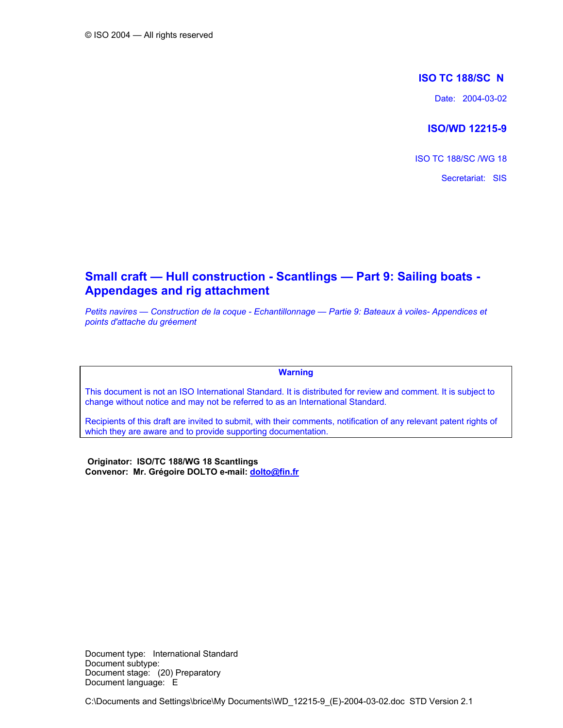© ISO 2004 — All rights reserved

**ISO TC 188/SC N**

Date: 2004-03-02

**ISO/WD 12215-9**

ISO TC 188/SC /WG 18

Secretariat: SIS

# Small craft — Hull construction - Scantlings — Part 9: Sailing boats - Appendages and rig attachment

*Petits navires — Construction de la coque - Echantillonnage — Partie 9: Bateaux à voiles- Appendices et points d'attache du gréement*

| Warning |
|---|
| This document is not an ISO International Standard. It is distributed for review and comment. It is subject to change without notice and may not be referred to as an International Standard. |
| Recipients of this draft are invited to submit, with their comments, notification of any relevant patent rights of which they are aware and to provide supporting documentation. |

**Originator: ISO/TC 188/WG 18 Scantlings**
**Convenor: Mr. Grégoire DOLTO e-mail: dolto@fin.fr**

Document type: International Standard
Document subtype:
Document stage: (20) Preparatory
Document language: E

C:\Documents and Settings\brice\My Documents\WD_12215-9_(E)-2004-03-02.doc STD Version 2.1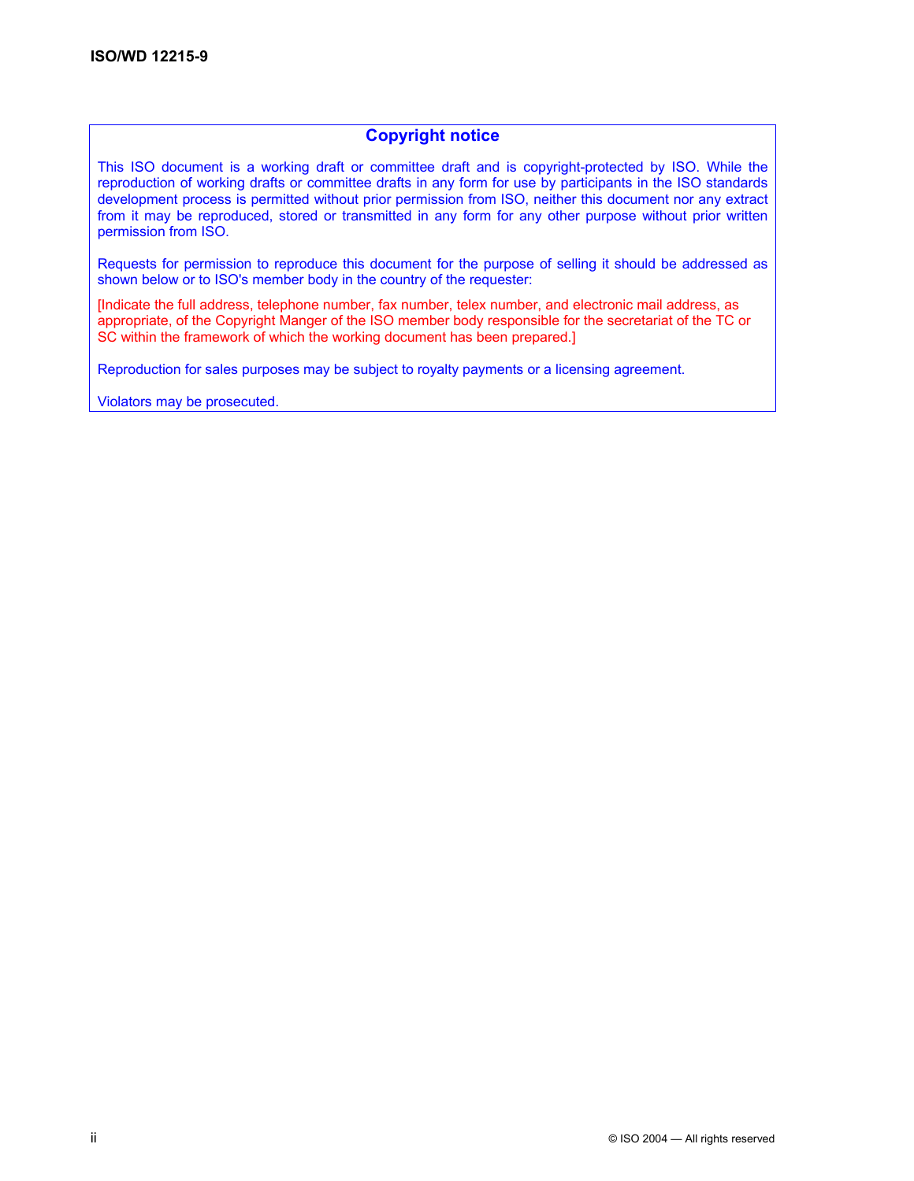## Copyright notice

This ISO document is a working draft or committee draft and is copyright-protected by ISO. While the reproduction of working drafts or committee drafts in any form for use by participants in the ISO standards development process is permitted without prior permission from ISO, neither this document nor any extract from it may be reproduced, stored or transmitted in any form for any other purpose without prior written permission from ISO.

Requests for permission to reproduce this document for the purpose of selling it should be addressed as shown below or to ISO's member body in the country of the requester:

[Indicate the full address, telephone number, fax number, telex number, and electronic mail address, as appropriate, of the Copyright Manger of the ISO member body responsible for the secretariat of the TC or SC within the framework of which the working document has been prepared.]

Reproduction for sales purposes may be subject to royalty payments or a licensing agreement.

Violators may be prosecuted.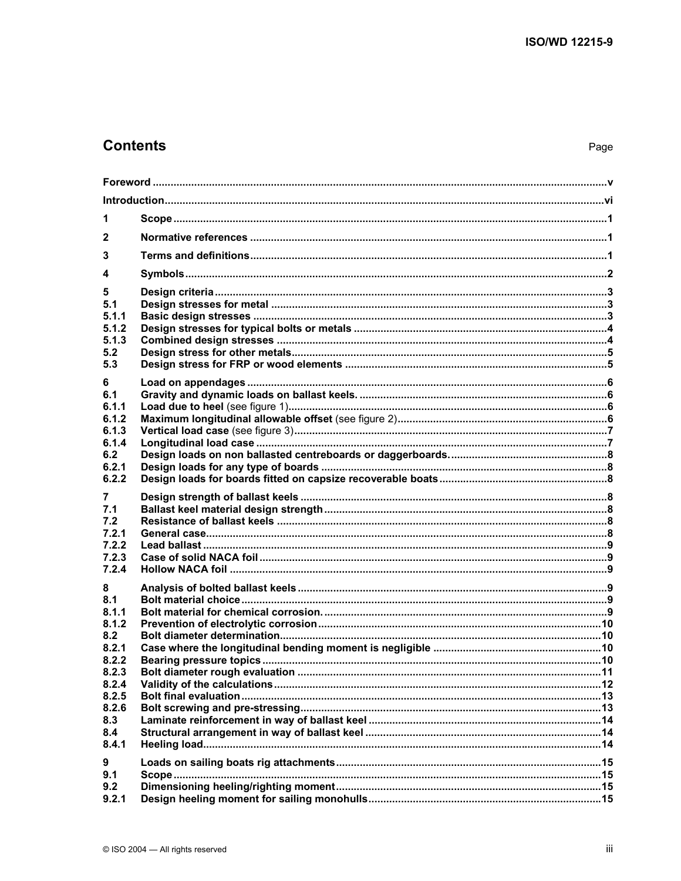## Contents

Page

Foreword ... v
Introduction ... vi
1 Scope ... 1
2 Normative references ... 1
3 Terms and definitions ... 1
4 Symbols ... 2
5 Design criteria ... 3
5.1 Design stresses for metal ... 3
5.1.1 Basic design stresses ... 3
5.1.2 Design stresses for typical bolts or metals ... 4
5.1.3 Combined design stresses ... 4
5.2 Design stress for other metals ... 5
5.3 Design stress for FRP or wood elements ... 5
6 Load on appendages ... 6
6.1 Gravity and dynamic loads on ballast keels. ... 6
6.1.1 Load due to heel (see figure 1) ... 6
6.1.2 Maximum longitudinal allowable offset (see figure 2) ... 6
6.1.3 Vertical load case (see figure 3) ... 7
6.1.4 Longitudinal load case ... 7
6.2 Design loads on non ballasted centreboards or daggerboards. ... 8
6.2.1 Design loads for any type of boards ... 8
6.2.2 Design loads for boards fitted on capsize recoverable boats ... 8
7 Design strength of ballast keels ... 8
7.1 Ballast keel material design strength ... 8
7.2 Resistance of ballast keels ... 8
7.2.1 General case ... 8
7.2.2 Lead ballast ... 9
7.2.3 Case of solid NACA foil ... 9
7.2.4 Hollow NACA foil ... 9
8 Analysis of bolted ballast keels ... 9
8.1 Bolt material choice ... 9
8.1.1 Bolt material for chemical corrosion. ... 9
8.1.2 Prevention of electrolytic corrosion ... 10
8.2 Bolt diameter determination ... 10
8.2.1 Case where the longitudinal bending moment is negligible ... 10
8.2.2 Bearing pressure topics ... 10
8.2.3 Bolt diameter rough evaluation ... 11
8.2.4 Validity of the calculations ... 12
8.2.5 Bolt final evaluation ... 13
8.2.6 Bolt screwing and pre-stressing ... 13
8.3 Laminate reinforcement in way of ballast keel ... 14
8.4 Structural arrangement in way of ballast keel ... 14
8.4.1 Heeling load ... 14
9 Loads on sailing boats rig attachments ... 15
9.1 Scope ... 15
9.2 Dimensioning heeling/righting moment ... 15
9.2.1 Design heeling moment for sailing monohulls ... 15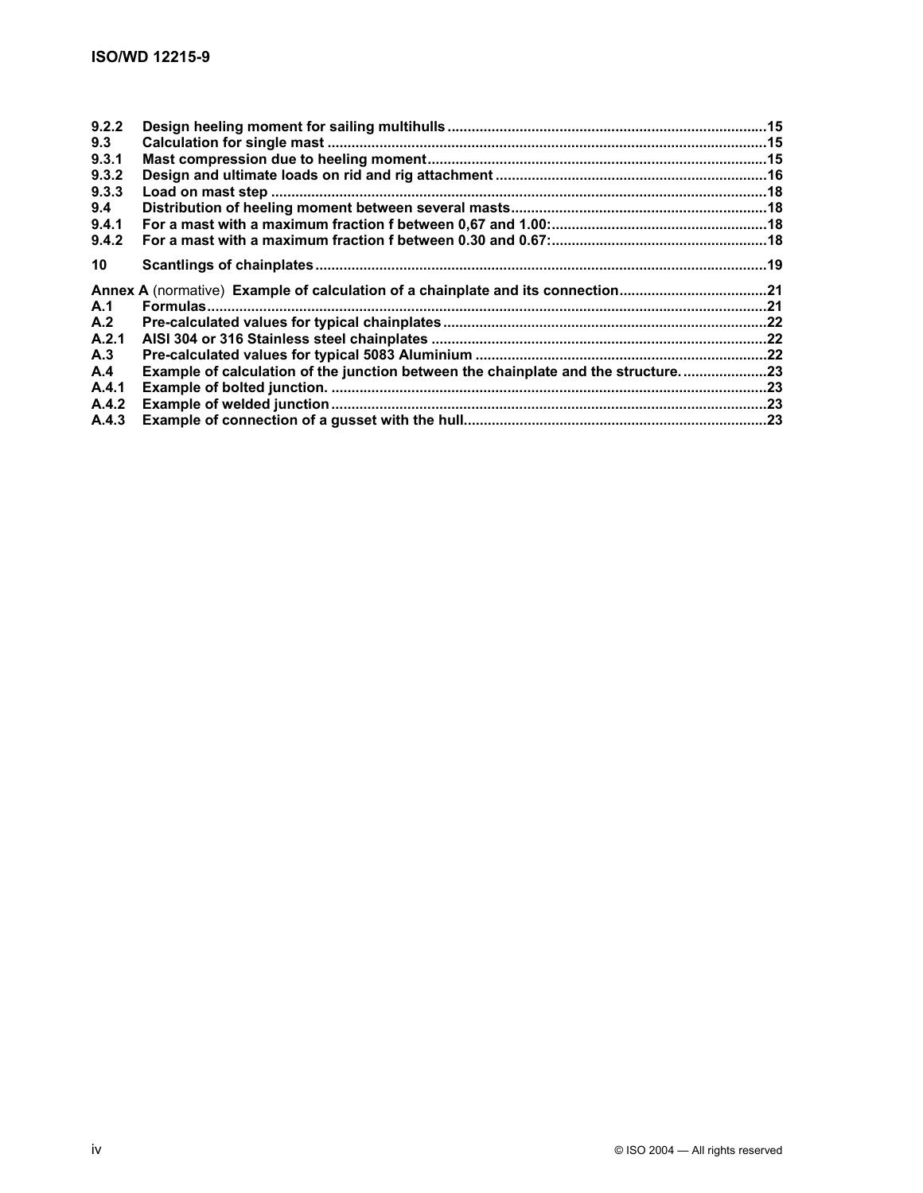9.2.2 Design heeling moment for sailing multihulls ........................................................................15
9.3 Calculation for single mast ..................................................................................................15
9.3.1 Mast compression due to heeling moment ........................................................................15
9.3.2 Design and ultimate loads on rid and rig attachment ........................................................16
9.3.3 Load on mast step .............................................................................................................18
9.4 Distribution of heeling moment between several masts ......................................................18
9.4.1 For a mast with a maximum fraction f between 0,67 and 1.00: ........................................18
9.4.2 For a mast with a maximum fraction f between 0.30 and 0.67: ........................................18

10 Scantlings of chainplates ......................................................................................................19

**Annex A** (normative) **Example of calculation of a chainplate and its connection** ....................................21
A.1 Formulas ..............................................................................................................................21
A.2 Pre-calculated values for typical chainplates .....................................................................22
A.2.1 AISI 304 or 316 Stainless steel chainplates .....................................................................22
A.3 Pre-calculated values for typical 5083 Aluminium .............................................................22
A.4 Example of calculation of the junction between the chainplate and the structure. ...............23
A.4.1 Example of bolted junction. ..............................................................................................23
A.4.2 Example of welded junction ...............................................................................................23
A.4.3 Example of connection of a gusset with the hull ...............................................................23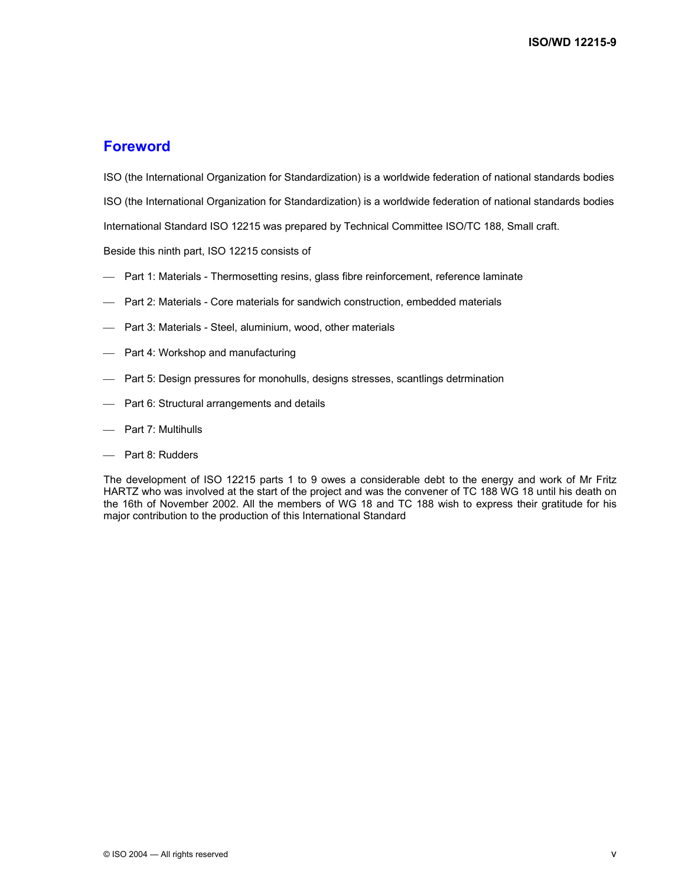# Foreword

ISO (the International Organization for Standardization) is a worldwide federation of national standards bodies

ISO (the International Organization for Standardization) is a worldwide federation of national standards bodies

International Standard ISO 12215 was prepared by Technical Committee ISO/TC 188, Small craft.

Beside this ninth part, ISO 12215 consists of

- Part 1: Materials - Thermosetting resins, glass fibre reinforcement, reference laminate
- Part 2: Materials - Core materials for sandwich construction, embedded materials
- Part 3: Materials - Steel, aluminium, wood, other materials
- Part 4: Workshop and manufacturing
- Part 5: Design pressures for monohulls, designs stresses, scantlings detrmination
- Part 6: Structural arrangements and details
- Part 7: Multihulls
- Part 8: Rudders

The development of ISO 12215 parts 1 to 9 owes a considerable debt to the energy and work of Mr Fritz HARTZ who was involved at the start of the project and was the convener of TC 188 WG 18 until his death on the 16th of November 2002. All the members of WG 18 and TC 188 wish to express their gratitude for his major contribution to the production of this International Standard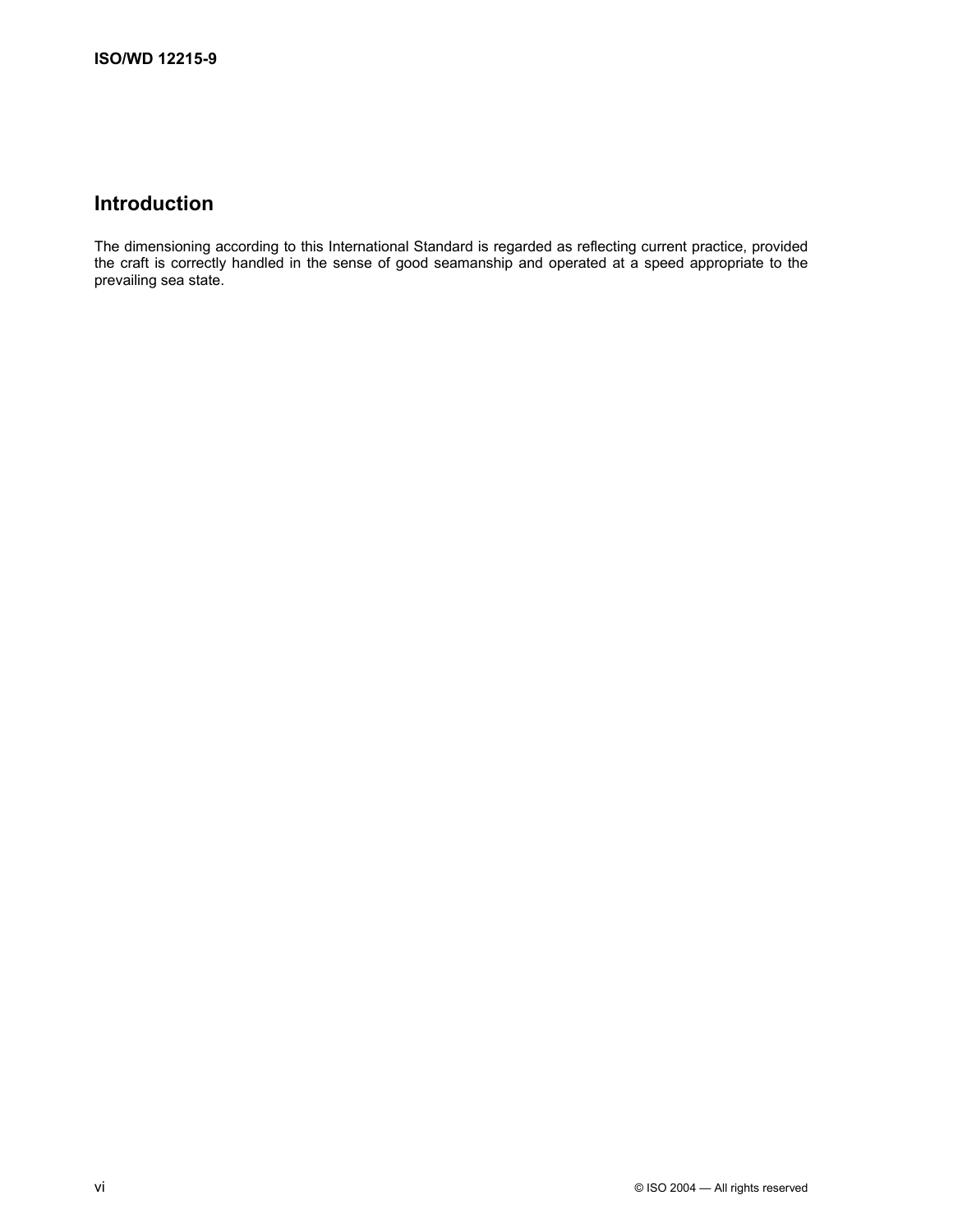## Introduction

The dimensioning according to this International Standard is regarded as reflecting current practice, provided the craft is correctly handled in the sense of good seamanship and operated at a speed appropriate to the prevailing sea state.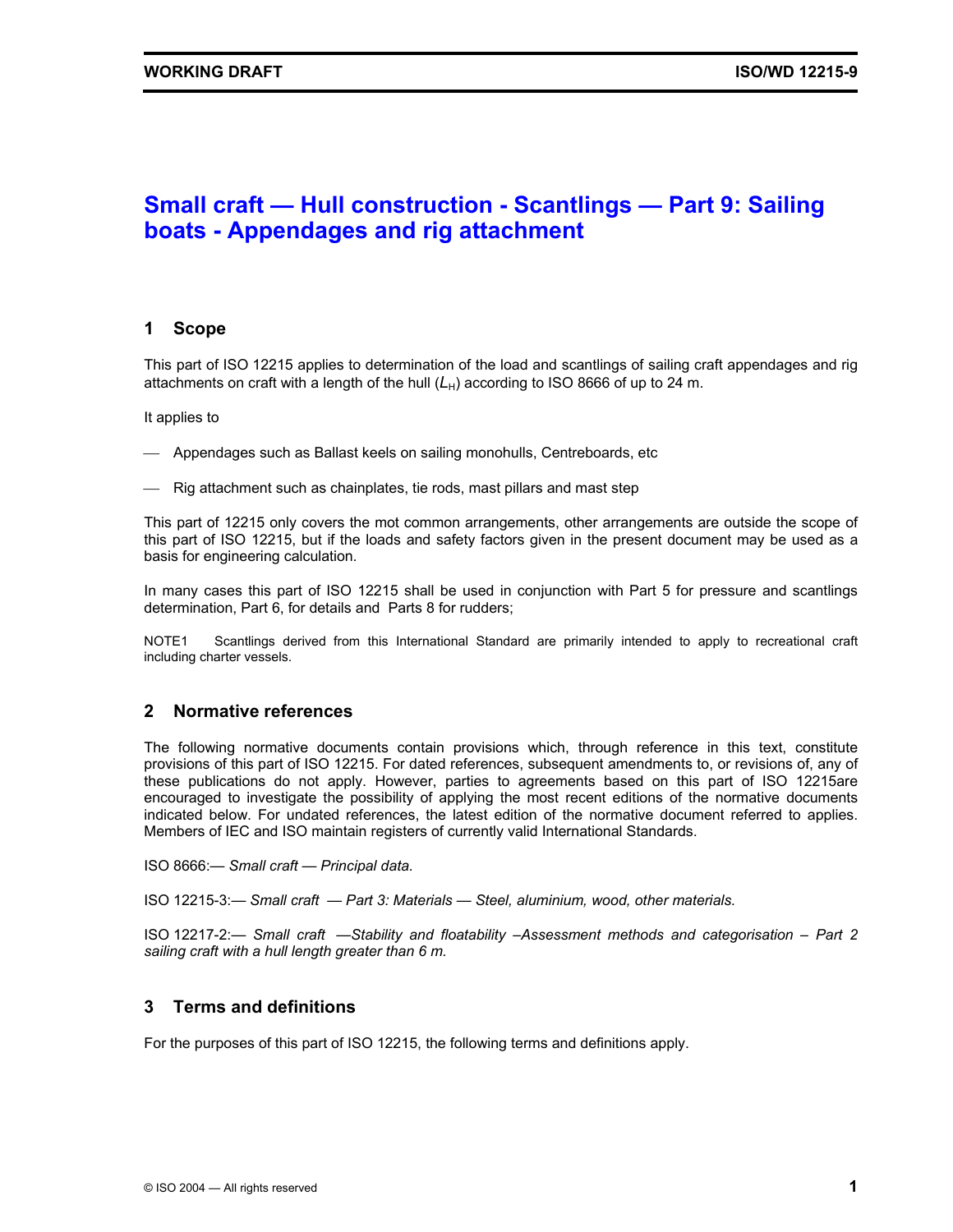# Small craft — Hull construction - Scantlings — Part 9: Sailing boats - Appendages and rig attachment

## 1 Scope

This part of ISO 12215 applies to determination of the load and scantlings of sailing craft appendages and rig attachments on craft with a length of the hull ($L_H$) according to ISO 8666 of up to 24 m.

It applies to

— Appendages such as Ballast keels on sailing monohulls, Centreboards, etc

— Rig attachment such as chainplates, tie rods, mast pillars and mast step

This part of 12215 only covers the mot common arrangements, other arrangements are outside the scope of this part of ISO 12215, but if the loads and safety factors given in the present document may be used as a basis for engineering calculation.

In many cases this part of ISO 12215 shall be used in conjunction with Part 5 for pressure and scantlings determination, Part 6, for details and Parts 8 for rudders;

NOTE1 Scantlings derived from this International Standard are primarily intended to apply to recreational craft including charter vessels.

## 2 Normative references

The following normative documents contain provisions which, through reference in this text, constitute provisions of this part of ISO 12215. For dated references, subsequent amendments to, or revisions of, any of these publications do not apply. However, parties to agreements based on this part of ISO 12215are encouraged to investigate the possibility of applying the most recent editions of the normative documents indicated below. For undated references, the latest edition of the normative document referred to applies. Members of IEC and ISO maintain registers of currently valid International Standards.

ISO 8666:— *Small craft — Principal data.*

ISO 12215-3:— *Small craft — Part 3: Materials — Steel, aluminium, wood, other materials.*

ISO 12217-2:— *Small craft —Stability and floatability –Assessment methods and categorisation – Part 2 sailing craft with a hull length greater than 6 m.*

## 3 Terms and definitions

For the purposes of this part of ISO 12215, the following terms and definitions apply.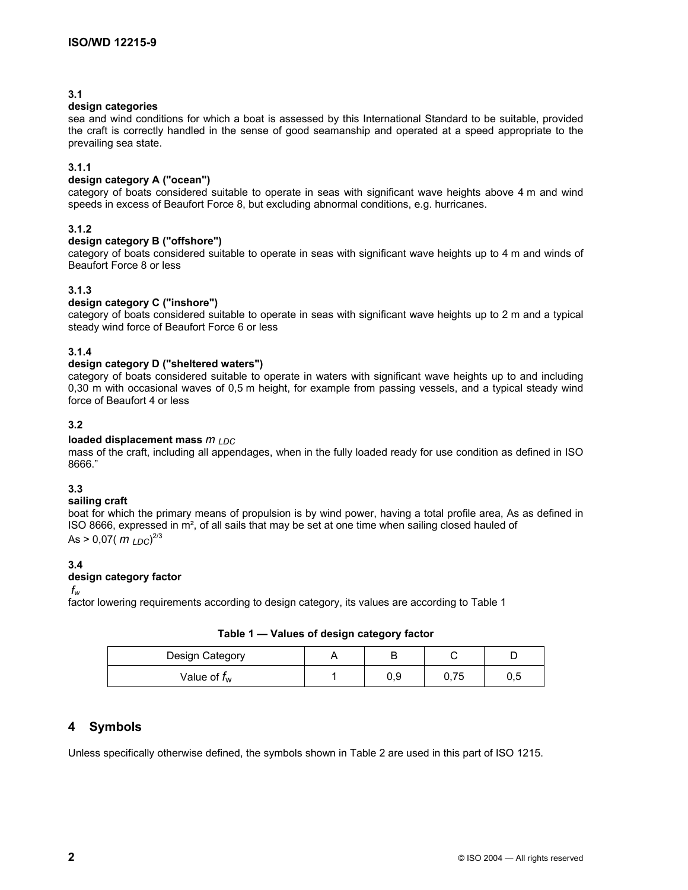### 3.1

**design categories**

sea and wind conditions for which a boat is assessed by this International Standard to be suitable, provided the craft is correctly handled in the sense of good seamanship and operated at a speed appropriate to the prevailing sea state.

### 3.1.1

**design category A ("ocean")**

category of boats considered suitable to operate in seas with significant wave heights above 4 m and wind speeds in excess of Beaufort Force 8, but excluding abnormal conditions, e.g. hurricanes.

### 3.1.2

**design category B ("offshore")**

category of boats considered suitable to operate in seas with significant wave heights up to 4 m and winds of Beaufort Force 8 or less

### 3.1.3

**design category C ("inshore")**

category of boats considered suitable to operate in seas with significant wave heights up to 2 m and a typical steady wind force of Beaufort Force 6 or less

### 3.1.4

**design category D ("sheltered waters")**

category of boats considered suitable to operate in waters with significant wave heights up to and including 0,30 m with occasional waves of 0,5 m height, for example from passing vessels, and a typical steady wind force of Beaufort 4 or less

### 3.2

**loaded displacement mass** $m_{LDC}$

mass of the craft, including all appendages, when in the fully loaded ready for use condition as defined in ISO 8666."

### 3.3

**sailing craft**

boat for which the primary means of propulsion is by wind power, having a total profile area, As as defined in ISO 8666, expressed in m², of all sails that may be set at one time when sailing closed hauled of

$As > 0{,}07(m_{LDC})^{2/3}$

### 3.4

**design category factor**

$f_w$

factor lowering requirements according to design category, its values are according to Table 1

**Table 1 — Values of design category factor**

| Design Category | A | B | C | D |
|---|---|---|---|---|
| Value of $f_w$ | 1 | 0,9 | 0,75 | 0,5 |

## 4 Symbols

Unless specifically otherwise defined, the symbols shown in Table 2 are used in this part of ISO 1215.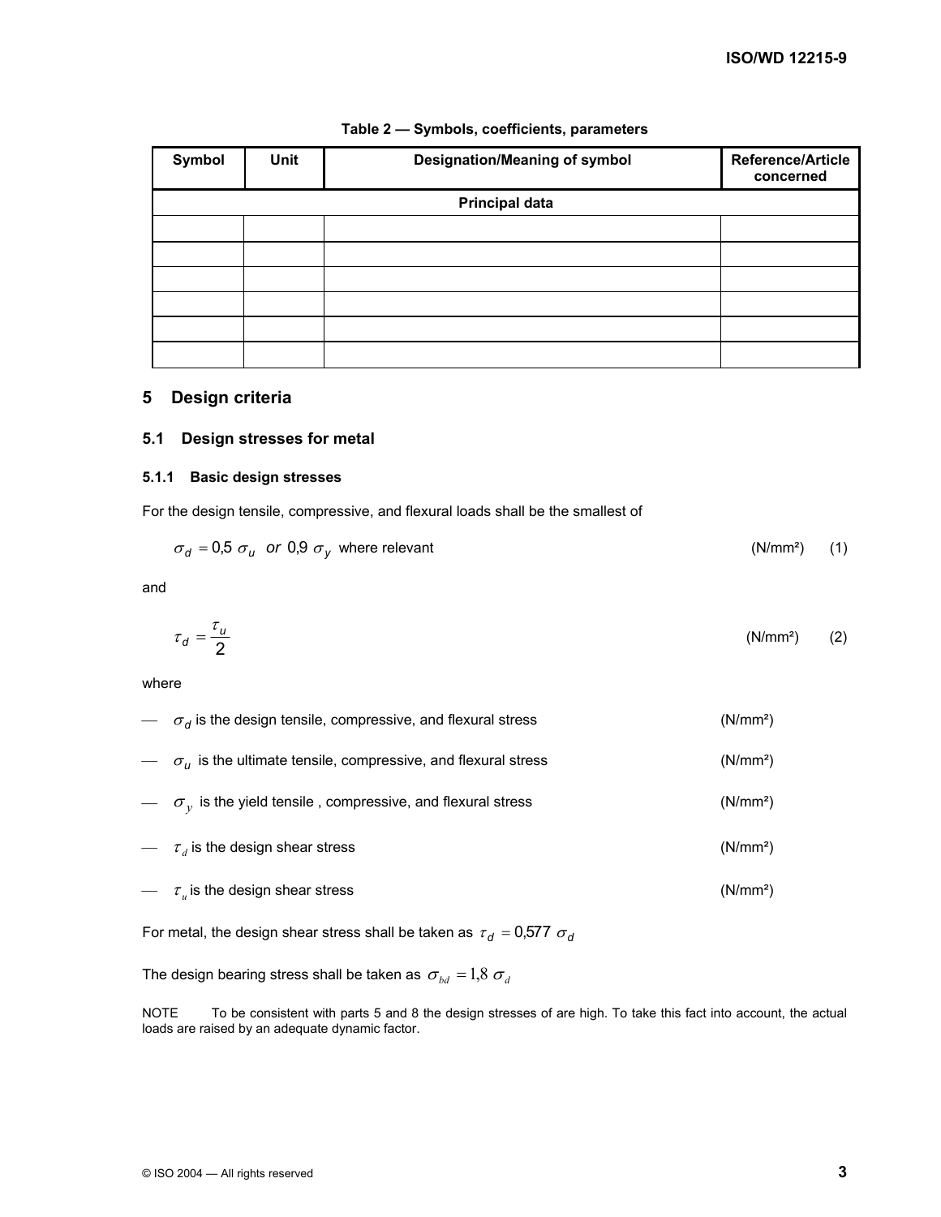**Table 2 — Symbols, coefficients, parameters**

| Symbol | Unit | Designation/Meaning of symbol | Reference/Article concerned |
|---|---|---|---|
| **Principal data** | | | |
| | | | |
| | | | |
| | | | |
| | | | |
| | | | |
| | | | |

## 5 Design criteria

### 5.1 Design stresses for metal

#### 5.1.1 Basic design stresses

For the design tensile, compressive, and flexural loads shall be the smallest of

$$\sigma_d = 0{,}5\ \sigma_u \ \ or\ \ 0{,}9\ \sigma_y \text{ where relevant} \qquad \text{(N/mm²)} \qquad (1)$$

and

$$\tau_d = \frac{\tau_u}{2} \qquad \text{(N/mm²)} \qquad (2)$$

where

- $\sigma_d$ is the design tensile, compressive, and flexural stress (N/mm²)
- $\sigma_u$ is the ultimate tensile, compressive, and flexural stress (N/mm²)
- $\sigma_y$ is the yield tensile , compressive, and flexural stress (N/mm²)
- $\tau_d$ is the design shear stress (N/mm²)
- $\tau_u$ is the design shear stress (N/mm²)

For metal, the design shear stress shall be taken as $\tau_d = 0{,}577\ \sigma_d$

The design bearing stress shall be taken as $\sigma_{bd} = 1{,}8\ \sigma_d$

NOTE To be consistent with parts 5 and 8 the design stresses of are high. To take this fact into account, the actual loads are raised by an adequate dynamic factor.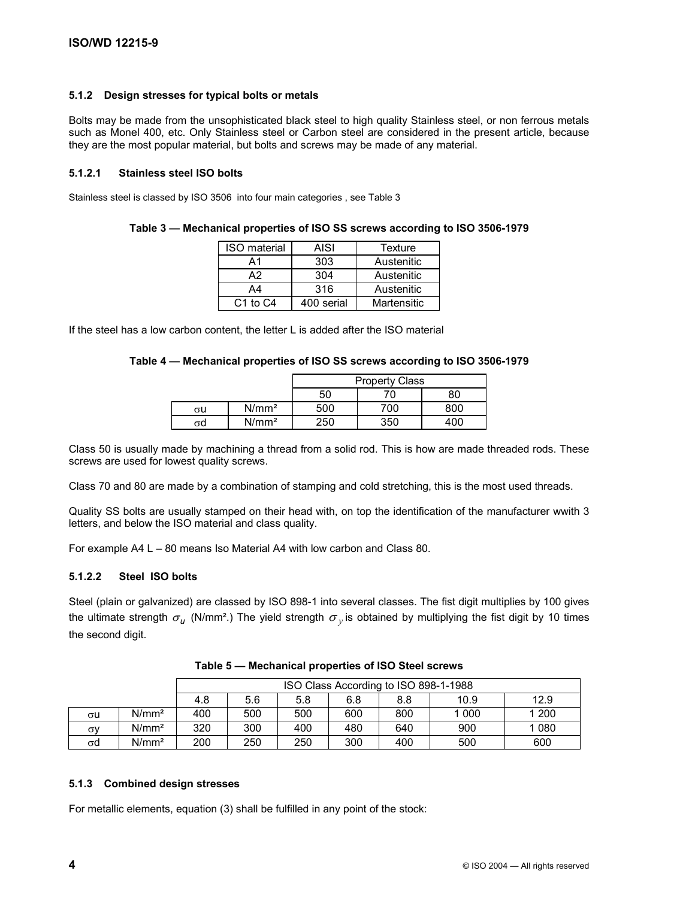#### 5.1.2 Design stresses for typical bolts or metals

Bolts may be made from the unsophisticated black steel to high quality Stainless steel, or non ferrous metals such as Monel 400, etc. Only Stainless steel or Carbon steel are considered in the present article, because they are the most popular material, but bolts and screws may be made of any material.

##### 5.1.2.1 Stainless steel ISO bolts

Stainless steel is classed by ISO 3506 into four main categories , see Table 3

**Table 3 — Mechanical properties of ISO SS screws according to ISO 3506-1979**

| ISO material | AISI | Texture |
|---|---|---|
| A1 | 303 | Austenitic |
| A2 | 304 | Austenitic |
| A4 | 316 | Austenitic |
| C1 to C4 | 400 serial | Martensitic |

If the steel has a low carbon content, the letter L is added after the ISO material

**Table 4 — Mechanical properties of ISO SS screws according to ISO 3506-1979**

| | | Property Class | | |
|---|---|---|---|---|
| | | 50 | 70 | 80 |
| σu | N/mm² | 500 | 700 | 800 |
| σd | N/mm² | 250 | 350 | 400 |

Class 50 is usually made by machining a thread from a solid rod. This is how are made threaded rods. These screws are used for lowest quality screws.

Class 70 and 80 are made by a combination of stamping and cold stretching, this is the most used threads.

Quality SS bolts are usually stamped on their head with, on top the identification of the manufacturer wwith 3 letters, and below the ISO material and class quality.

For example A4 L – 80 means Iso Material A4 with low carbon and Class 80.

##### 5.1.2.2 Steel ISO bolts

Steel (plain or galvanized) are classed by ISO 898-1 into several classes. The fist digit multiplies by 100 gives the ultimate strength $\sigma_u$ (N/mm².) The yield strength $\sigma_y$ is obtained by multiplying the fist digit by 10 times the second digit.

**Table 5 — Mechanical properties of ISO Steel screws**

| | | ISO Class According to ISO 898-1-1988 | | | | | | |
|---|---|---|---|---|---|---|---|---|
| | | 4.8 | 5.6 | 5.8 | 6.8 | 8.8 | 10.9 | 12.9 |
| σu | N/mm² | 400 | 500 | 500 | 600 | 800 | 1 000 | 1 200 |
| σy | N/mm² | 320 | 300 | 400 | 480 | 640 | 900 | 1 080 |
| σd | N/mm² | 200 | 250 | 250 | 300 | 400 | 500 | 600 |

#### 5.1.3 Combined design stresses

For metallic elements, equation (3) shall be fulfilled in any point of the stock: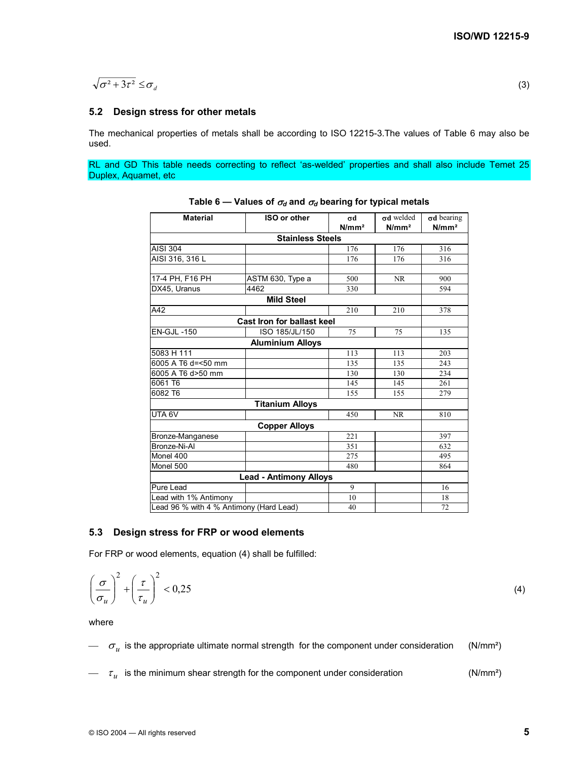$$\sqrt{\sigma^2 + 3\tau^2} \leq \sigma_d \tag{3}$$

## 5.2 Design stress for other metals

The mechanical properties of metals shall be according to ISO 12215-3.The values of Table 6 may also be used.

RL and GD This table needs correcting to reflect 'as-welded' properties and shall also include Temet 25 Duplex, Aquamet, etc

**Table 6 — Values of $\sigma_d$ and $\sigma_d$ bearing for typical metals**

| Material | ISO or other | σd N/mm² | σd welded N/mm² | σd bearing N/mm² |
|---|---|---|---|---|
| **Stainless Steels** | | | | |
| AISI 304 | | 176 | 176 | 316 |
| AISI 316, 316 L | | 176 | 176 | 316 |
| | | | | |
| 17-4 PH, F16 PH | ASTM 630, Type a | 500 | NR | 900 |
| DX45, Uranus | 4462 | 330 | | 594 |
| **Mild Steel** | | | | |
| A42 | | 210 | 210 | 378 |
| **Cast Iron for ballast keel** | | | | |
| EN-GJL -150 | ISO 185/JL/150 | 75 | 75 | 135 |
| **Aluminium Alloys** | | | | |
| 5083 H 111 | | 113 | 113 | 203 |
| 6005 A T6 d=<50 mm | | 135 | 135 | 243 |
| 6005 A T6 d>50 mm | | 130 | 130 | 234 |
| 6061 T6 | | 145 | 145 | 261 |
| 6082 T6 | | 155 | 155 | 279 |
| **Titanium Alloys** | | | | |
| UTA 6V | | 450 | NR | 810 |
| **Copper Alloys** | | | | |
| Bronze-Manganese | | 221 | | 397 |
| Bronze-Ni-Al | | 351 | | 632 |
| Monel 400 | | 275 | | 495 |
| Monel 500 | | 480 | | 864 |
| **Lead - Antimony Alloys** | | | | |
| Pure Lead | | 9 | | 16 |
| Lead with 1% Antimony | | 10 | | 18 |
| Lead 96 % with 4 % Antimony (Hard Lead) | | 40 | | 72 |

## 5.3 Design stress for FRP or wood elements

For FRP or wood elements, equation (4) shall be fulfilled:

$$\left(\frac{\sigma}{\sigma_u}\right)^2 + \left(\frac{\tau}{\tau_u}\right)^2 < 0{,}25 \tag{4}$$

where

— $\sigma_u$ is the appropriate ultimate normal strength for the component under consideration (N/mm²)

— $\tau_u$ is the minimum shear strength for the component under consideration (N/mm²)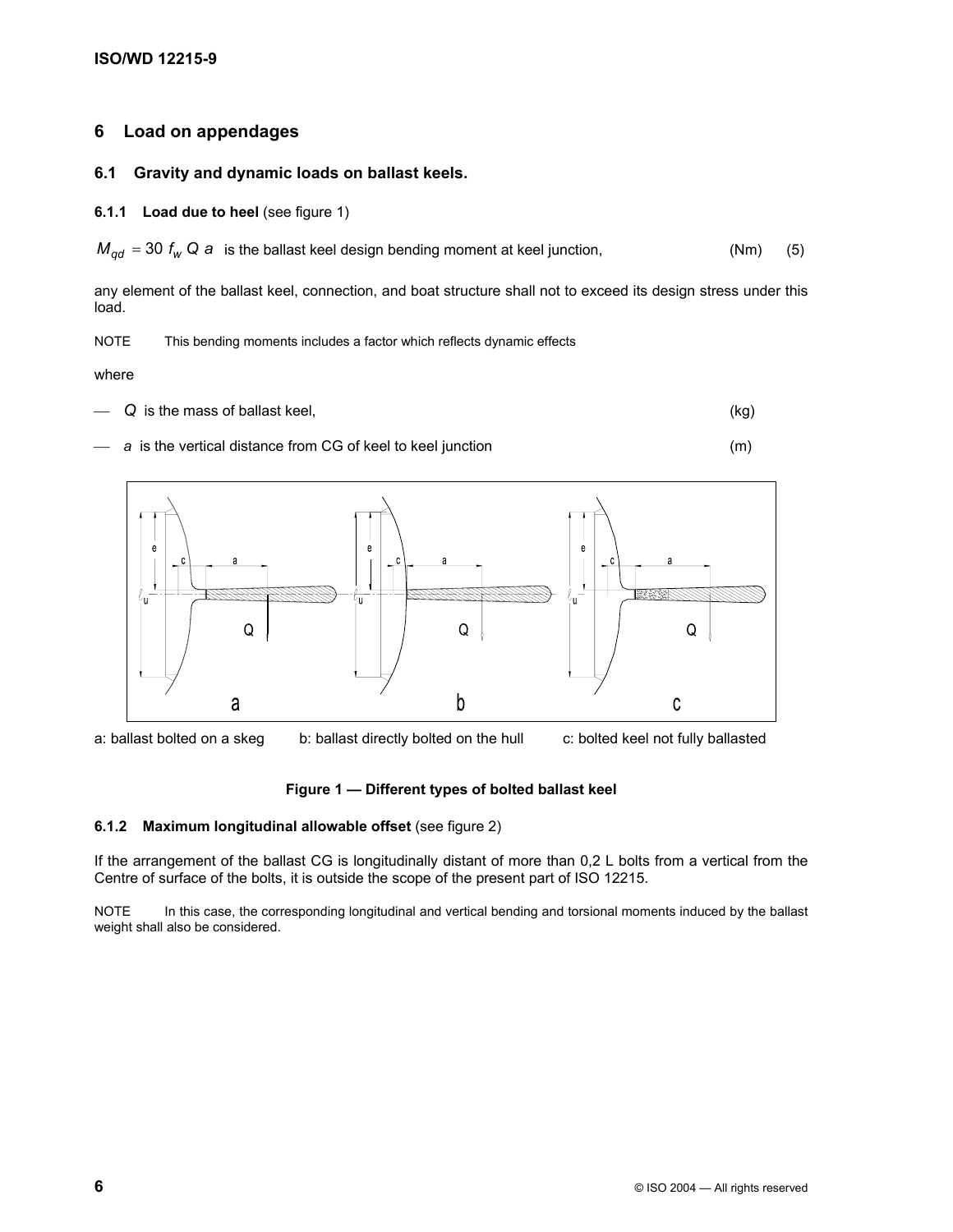## 6 Load on appendages

### 6.1 Gravity and dynamic loads on ballast keels.

#### 6.1.1 Load due to heel (see figure 1)

$M_{qd} = 30\ f_w\ Q\ a$ is the ballast keel design bending moment at keel junction, (Nm) (5)

any element of the ballast keel, connection, and boat structure shall not to exceed its design stress under this load.

NOTE This bending moments includes a factor which reflects dynamic effects

where

- $Q$ is the mass of ballast keel, (kg)
- $a$ is the vertical distance from CG of keel to keel junction (m)

a: ballast bolted on a skeg b: ballast directly bolted on the hull c: bolted keel not fully ballasted

**Figure 1 — Different types of bolted ballast keel**

#### 6.1.2 Maximum longitudinal allowable offset (see figure 2)

If the arrangement of the ballast CG is longitudinally distant of more than 0,2 L bolts from a vertical from the Centre of surface of the bolts, it is outside the scope of the present part of ISO 12215.

NOTE In this case, the corresponding longitudinal and vertical bending and torsional moments induced by the ballast weight shall also be considered.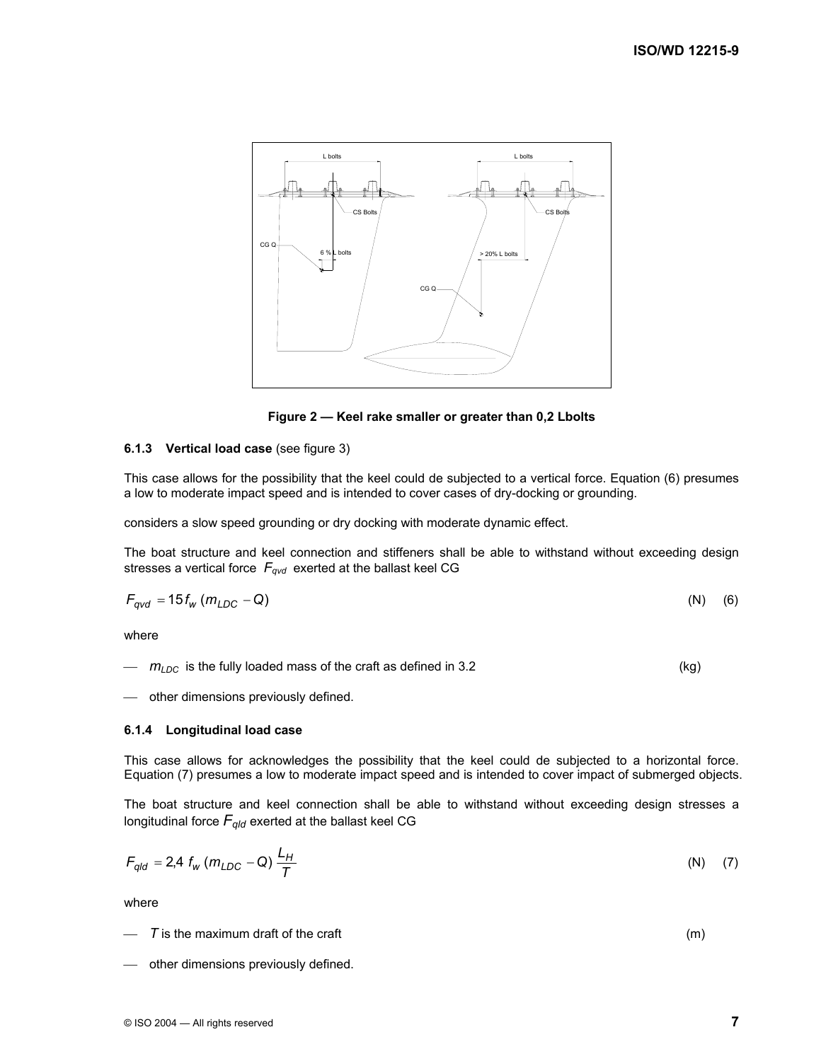Figure 2 — Keel rake smaller or greater than 0,2 Lbolts

#### 6.1.3 Vertical load case (see figure 3)

This case allows for the possibility that the keel could de subjected to a vertical force. Equation (6) presumes a low to moderate impact speed and is intended to cover cases of dry-docking or grounding.

considers a slow speed grounding or dry docking with moderate dynamic effect.

The boat structure and keel connection and stiffeners shall be able to withstand without exceeding design stresses a vertical force $F_{qvd}$ exerted at the ballast keel CG

$$F_{qvd} = 15 f_w \,(m_{LDC} - Q) \qquad \text{(N)} \qquad (6)$$

where

- $m_{LDC}$ is the fully loaded mass of the craft as defined in 3.2 (kg)
- other dimensions previously defined.

#### 6.1.4 Longitudinal load case

This case allows for acknowledges the possibility that the keel could de subjected to a horizontal force. Equation (7) presumes a low to moderate impact speed and is intended to cover impact of submerged objects.

The boat structure and keel connection shall be able to withstand without exceeding design stresses a longitudinal force $F_{qld}$ exerted at the ballast keel CG

$$F_{qld} = 2{,}4 \; f_w \,(m_{LDC} - Q)\,\frac{L_H}{T} \qquad \text{(N)} \qquad (7)$$

where

- $T$ is the maximum draft of the craft (m)
- other dimensions previously defined.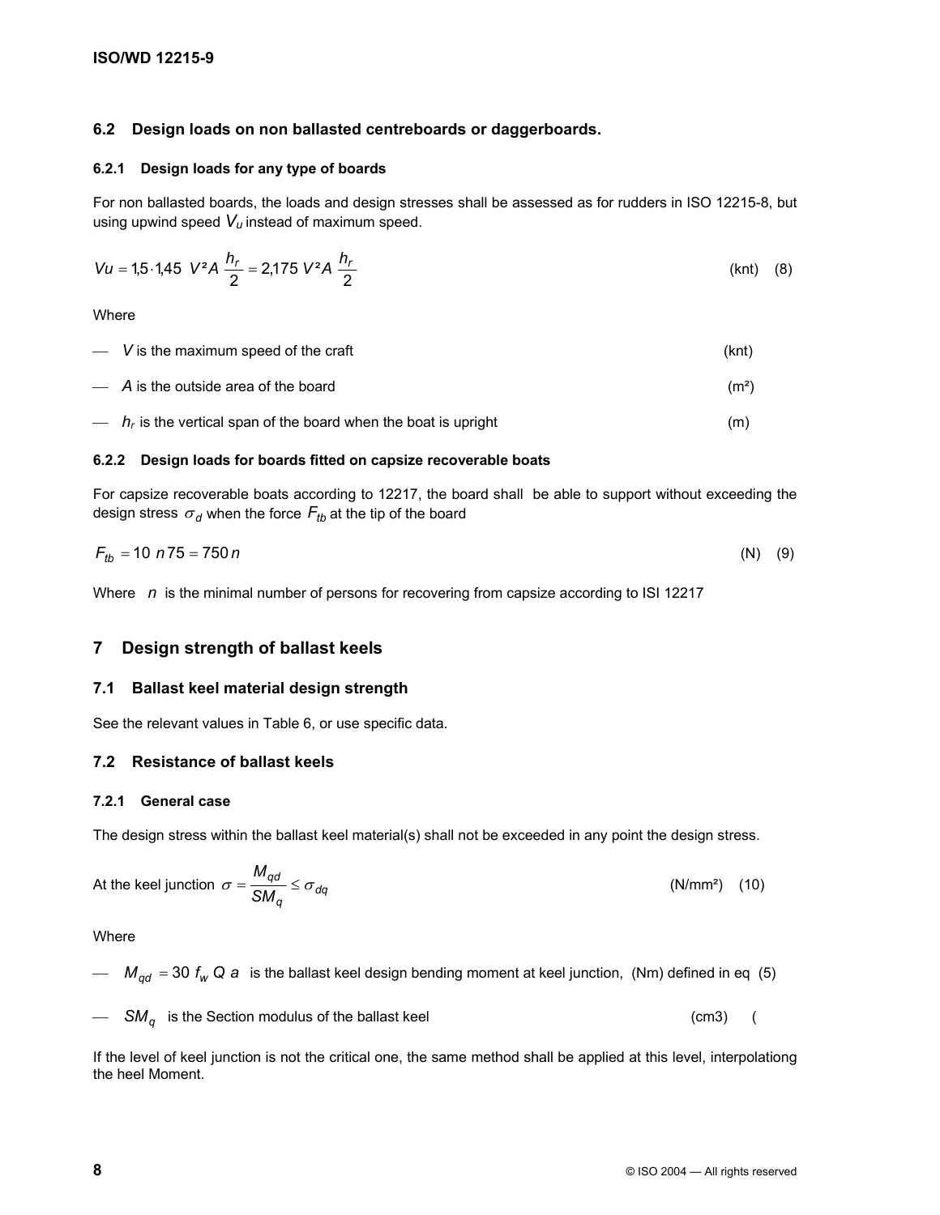## 6.2 Design loads on non ballasted centreboards or daggerboards.

### 6.2.1 Design loads for any type of boards

For non ballasted boards, the loads and design stresses shall be assessed as for rudders in ISO 12215-8, but using upwind speed $V_u$ instead of maximum speed.

$$Vu = 1{,}5 \cdot 1{,}45 \;\; V^2 A \, \frac{h_r}{2} = 2{,}175 \, V^2 A \, \frac{h_r}{2} \qquad \text{(knt)} \quad (8)$$

Where

- $V$ is the maximum speed of the craft (knt)
- $A$ is the outside area of the board (m²)
- $h_r$ is the vertical span of the board when the boat is upright (m)

### 6.2.2 Design loads for boards fitted on capsize recoverable boats

For capsize recoverable boats according to 12217, the board shall be able to support without exceeding the design stress $\sigma_d$ when the force $F_{tb}$ at the tip of the board

$$F_{tb} = 10 \; n \, 75 = 750 \, n \qquad \text{(N)} \quad (9)$$

Where $n$ is the minimal number of persons for recovering from capsize according to ISI 12217

# 7 Design strength of ballast keels

## 7.1 Ballast keel material design strength

See the relevant values in Table 6, or use specific data.

## 7.2 Resistance of ballast keels

### 7.2.1 General case

The design stress within the ballast keel material(s) shall not be exceeded in any point the design stress.

At the keel junction $\sigma = \dfrac{M_{qd}}{SM_q} \le \sigma_{dq}$ (N/mm²) (10)

Where

- $M_{qd} = 30 \; f_w \; Q \; a$ is the ballast keel design bending moment at keel junction, (Nm) defined in eq (5)
- $SM_q$ is the Section modulus of the ballast keel (cm3) (

If the level of keel junction is not the critical one, the same method shall be applied at this level, interpolationg the heel Moment.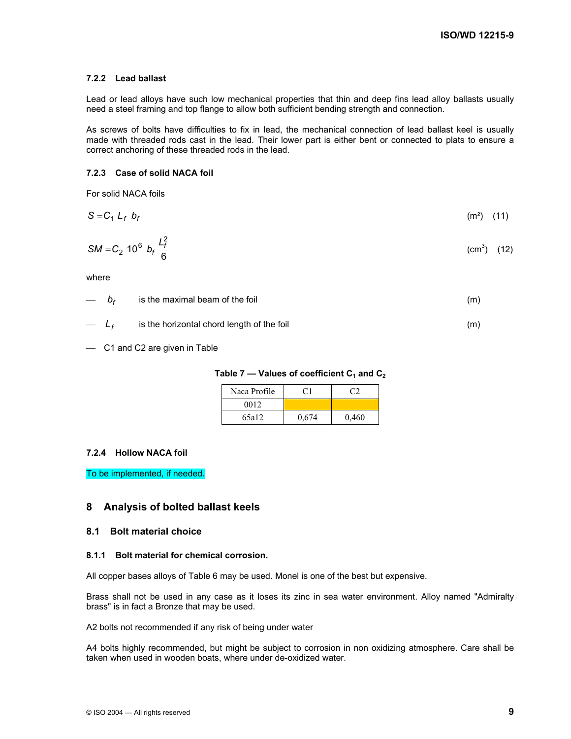#### 7.2.2 Lead ballast

Lead or lead alloys have such low mechanical properties that thin and deep fins lead alloy ballasts usually need a steel framing and top flange to allow both sufficient bending strength and connection.

As screws of bolts have difficulties to fix in lead, the mechanical connection of lead ballast keel is usually made with threaded rods cast in the lead. Their lower part is either bent or connected to plats to ensure a correct anchoring of these threaded rods in the lead.

#### 7.2.3 Case of solid NACA foil

For solid NACA foils

$$S = C_1 \; L_f \; b_f \qquad (m^2) \quad (11)$$

$$SM = C_2 \; 10^6 \; b_f \frac{L_f^2}{6} \qquad (cm^3) \quad (12)$$

where

— $b_f$ is the maximal beam of the foil (m)

— $L_f$ is the horizontal chord length of the foil (m)

— C1 and C2 are given in Table

**Table 7 — Values of coefficient $C_1$ and $C_2$**

| Naca Profile | C1 | C2 |
|---|---|---|
| 0012 | | |
| 65a12 | 0,674 | 0,460 |

#### 7.2.4 Hollow NACA foil

To be implemented, if needed.

## 8 Analysis of bolted ballast keels

### 8.1 Bolt material choice

#### 8.1.1 Bolt material for chemical corrosion.

All copper bases alloys of Table 6 may be used. Monel is one of the best but expensive.

Brass shall not be used in any case as it loses its zinc in sea water environment. Alloy named "Admiralty brass" is in fact a Bronze that may be used.

A2 bolts not recommended if any risk of being under water

A4 bolts highly recommended, but might be subject to corrosion in non oxidizing atmosphere. Care shall be taken when used in wooden boats, where under de-oxidized water.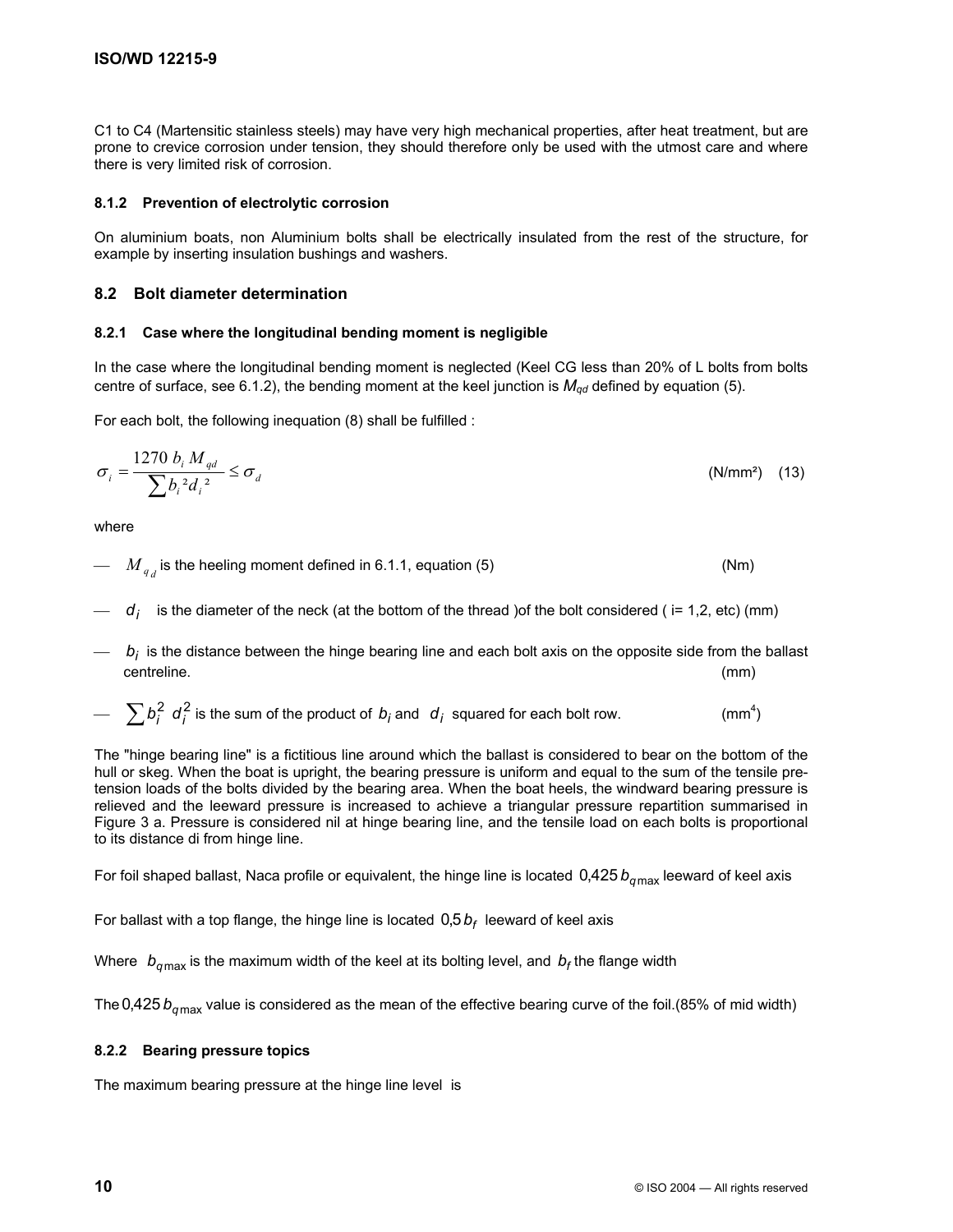C1 to C4 (Martensitic stainless steels) may have very high mechanical properties, after heat treatment, but are prone to crevice corrosion under tension, they should therefore only be used with the utmost care and where there is very limited risk of corrosion.

#### 8.1.2 Prevention of electrolytic corrosion

On aluminium boats, non Aluminium bolts shall be electrically insulated from the rest of the structure, for example by inserting insulation bushings and washers.

### 8.2 Bolt diameter determination

#### 8.2.1 Case where the longitudinal bending moment is negligible

In the case where the longitudinal bending moment is neglected (Keel CG less than 20% of L bolts from bolts centre of surface, see 6.1.2), the bending moment at the keel junction is $M_{qd}$ defined by equation (5).

For each bolt, the following inequation (8) shall be fulfilled :

$$\sigma_i = \frac{1270\, b_i\, M_{qd}}{\sum b_i^2 d_i^2} \leq \sigma_d \quad \text{(N/mm²)} \quad (13)$$

where

- $M_{q_d}$ is the heeling moment defined in 6.1.1, equation (5) (Nm)
- $d_i$ is the diameter of the neck (at the bottom of the thread )of the bolt considered ( i= 1,2, etc) (mm)
- $b_i$ is the distance between the hinge bearing line and each bolt axis on the opposite side from the ballast centreline. (mm)
- $\sum b_i^2\ d_i^2$ is the sum of the product of $b_i$ and $d_i$ squared for each bolt row. (mm$^4$)

The "hinge bearing line" is a fictitious line around which the ballast is considered to bear on the bottom of the hull or skeg. When the boat is upright, the bearing pressure is uniform and equal to the sum of the tensile pre-tension loads of the bolts divided by the bearing area. When the boat heels, the windward bearing pressure is relieved and the leeward pressure is increased to achieve a triangular pressure repartition summarised in Figure 3 a. Pressure is considered nil at hinge bearing line, and the tensile load on each bolts is proportional to its distance di from hinge line.

For foil shaped ballast, Naca profile or equivalent, the hinge line is located $0{,}425\, b_{q\max}$ leeward of keel axis

For ballast with a top flange, the hinge line is located $0{,}5\, b_f$ leeward of keel axis

Where $b_{q\max}$ is the maximum width of the keel at its bolting level, and $b_f$ the flange width

The $0{,}425\, b_{q\max}$ value is considered as the mean of the effective bearing curve of the foil.(85% of mid width)

#### 8.2.2 Bearing pressure topics

The maximum bearing pressure at the hinge line level is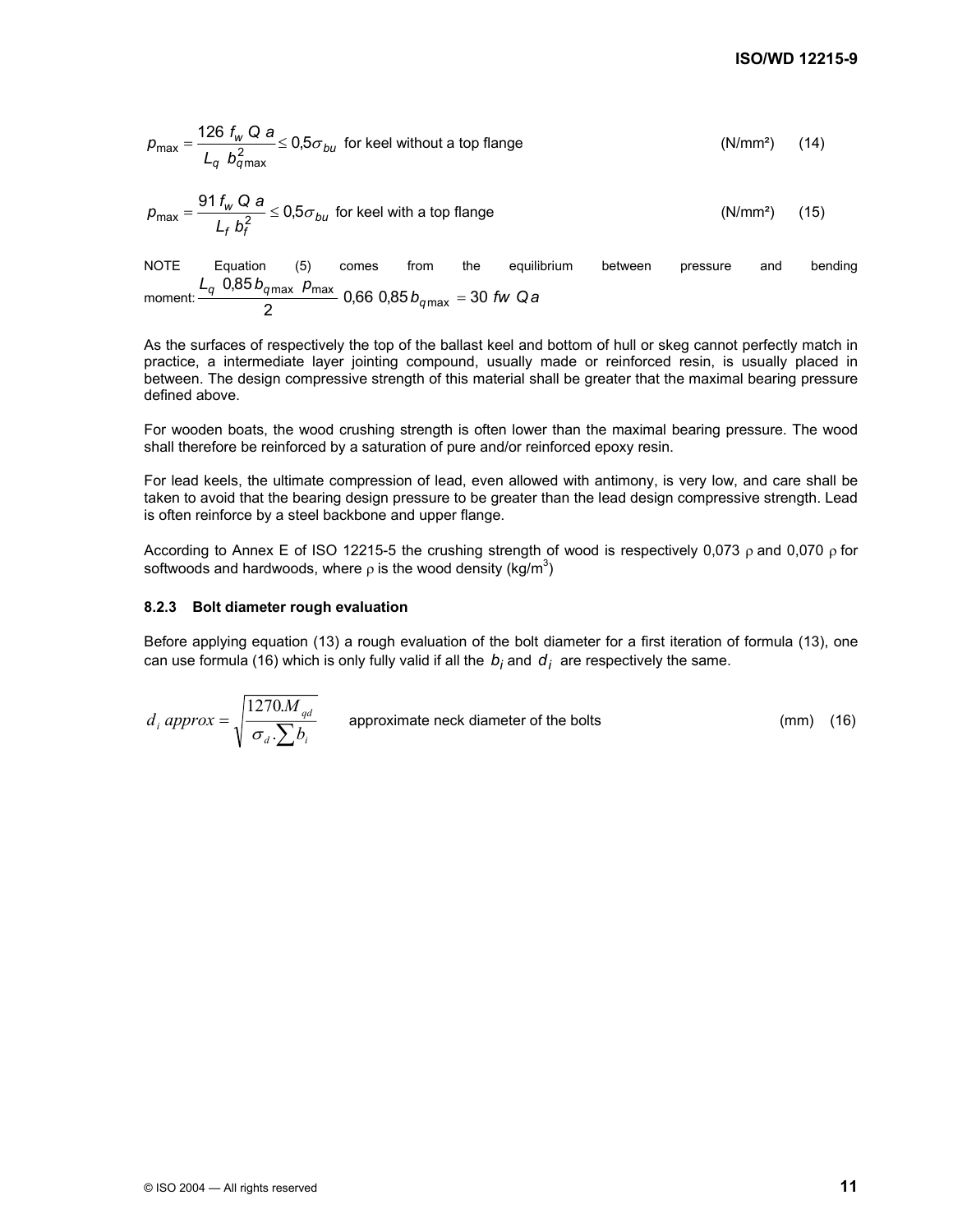$$p_{max} = \frac{126\ f_w\ Q\ a}{L_q\ b_{q\max}^2} \le 0{,}5\sigma_{bu} \text{ for keel without a top flange} \qquad \text{(N/mm²)} \qquad (14)$$

$$p_{max} = \frac{91\ f_w\ Q\ a}{L_f\ b_f^2} \le 0{,}5\sigma_{bu} \text{ for keel with a top flange} \qquad \text{(N/mm²)} \qquad (15)$$

NOTE Equation (5) comes from the equilibrium between pressure and bending moment: $\frac{L_q\ 0{,}85\,b_{q\max}\ p_{\max}}{2}\ 0{,}66\ 0{,}85\,b_{q\max} = 30\ fw\ Q\,a$

As the surfaces of respectively the top of the ballast keel and bottom of hull or skeg cannot perfectly match in practice, a intermediate layer jointing compound, usually made or reinforced resin, is usually placed in between. The design compressive strength of this material shall be greater that the maximal bearing pressure defined above.

For wooden boats, the wood crushing strength is often lower than the maximal bearing pressure. The wood shall therefore be reinforced by a saturation of pure and/or reinforced epoxy resin.

For lead keels, the ultimate compression of lead, even allowed with antimony, is very low, and care shall be taken to avoid that the bearing design pressure to be greater than the lead design compressive strength. Lead is often reinforce by a steel backbone and upper flange.

According to Annex E of ISO 12215-5 the crushing strength of wood is respectively 0,073 $\rho$ and 0,070 $\rho$ for softwoods and hardwoods, where $\rho$ is the wood density (kg/m$^3$)

### 8.2.3 Bolt diameter rough evaluation

Before applying equation (13) a rough evaluation of the bolt diameter for a first iteration of formula (13), one can use formula (16) which is only fully valid if all the $b_i$ and $d_i$ are respectively the same.

$$d_i\ approx = \sqrt{\frac{1270.M_{qd}}{\sigma_d.\sum b_i}} \qquad \text{approximate neck diameter of the bolts} \qquad \text{(mm)} \qquad (16)$$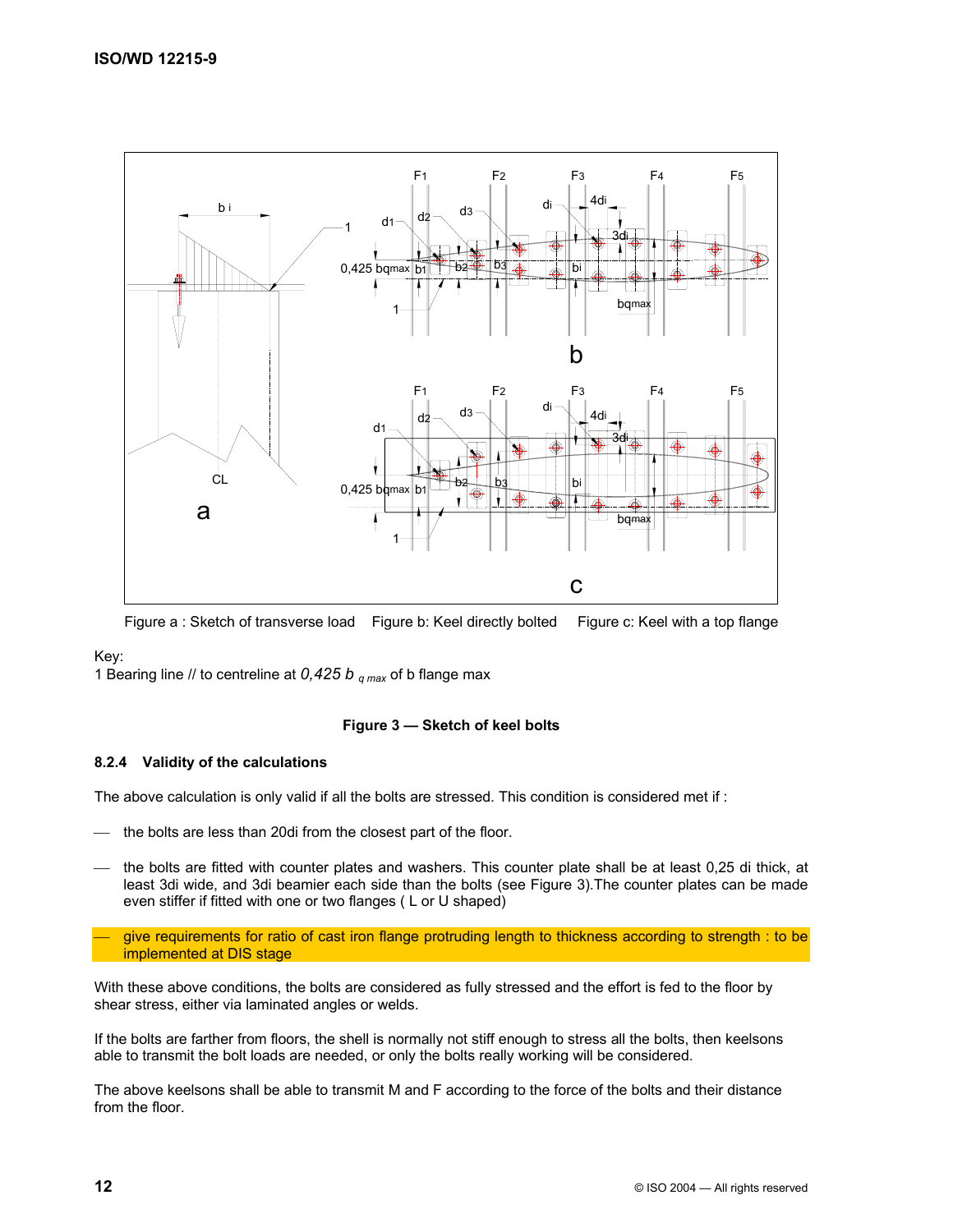Figure a : Sketch of transverse load  Figure b: Keel directly bolted  Figure c: Keel with a top flange

Key:

1 Bearing line // to centreline at $0,425\ b_{q\ max}$ of b flange max

**Figure 3 — Sketch of keel bolts**

### 8.2.4 Validity of the calculations

The above calculation is only valid if all the bolts are stressed. This condition is considered met if :

- the bolts are less than 20di from the closest part of the floor.
- the bolts are fitted with counter plates and washers. This counter plate shall be at least 0,25 di thick, at least 3di wide, and 3di beamier each side than the bolts (see Figure 3).The counter plates can be made even stiffer if fitted with one or two flanges ( L or U shaped)
- give requirements for ratio of cast iron flange protruding length to thickness according to strength : to be implemented at DIS stage

With these above conditions, the bolts are considered as fully stressed and the effort is fed to the floor by shear stress, either via laminated angles or welds.

If the bolts are farther from floors, the shell is normally not stiff enough to stress all the bolts, then keelsons able to transmit the bolt loads are needed, or only the bolts really working will be considered.

The above keelsons shall be able to transmit M and F according to the force of the bolts and their distance from the floor.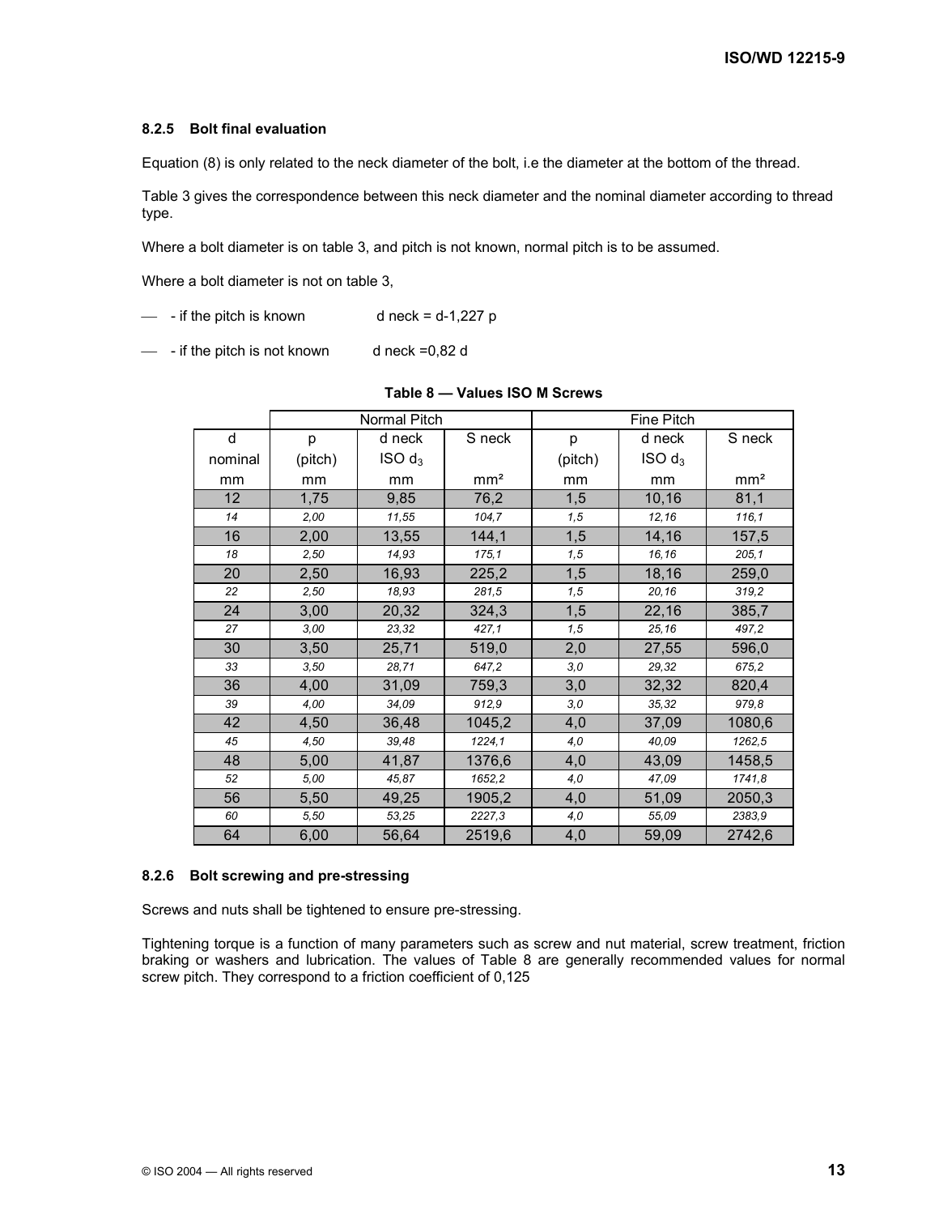#### 8.2.5 Bolt final evaluation

Equation (8) is only related to the neck diameter of the bolt, i.e the diameter at the bottom of the thread.

Table 3 gives the correspondence between this neck diameter and the nominal diameter according to thread type.

Where a bolt diameter is on table 3, and pitch is not known, normal pitch is to be assumed.

Where a bolt diameter is not on table 3,

- - if the pitch is known d neck = d-1,227 p
- - if the pitch is not known d neck =0,82 d

**Table 8 — Values ISO M Screws**

| | Normal Pitch | | | Fine Pitch | | |
|---|---|---|---|---|---|---|
| d nominal mm | p (pitch) mm | d neck ISO $d_3$ mm | S neck mm² | p (pitch) mm | d neck ISO $d_3$ mm | S neck mm² |
| 12 | 1,75 | 9,85 | 76,2 | 1,5 | 10,16 | 81,1 |
| *14* | *2,00* | *11,55* | *104,7* | *1,5* | *12,16* | *116,1* |
| 16 | 2,00 | 13,55 | 144,1 | 1,5 | 14,16 | 157,5 |
| *18* | *2,50* | *14,93* | *175,1* | *1,5* | *16,16* | *205,1* |
| 20 | 2,50 | 16,93 | 225,2 | 1,5 | 18,16 | 259,0 |
| *22* | *2,50* | *18,93* | *281,5* | *1,5* | *20,16* | *319,2* |
| 24 | 3,00 | 20,32 | 324,3 | 1,5 | 22,16 | 385,7 |
| *27* | *3,00* | *23,32* | *427,1* | *1,5* | *25,16* | *497,2* |
| 30 | 3,50 | 25,71 | 519,0 | 2,0 | 27,55 | 596,0 |
| *33* | *3,50* | *28,71* | *647,2* | *3,0* | *29,32* | *675,2* |
| 36 | 4,00 | 31,09 | 759,3 | 3,0 | 32,32 | 820,4 |
| *39* | *4,00* | *34,09* | *912,9* | *3,0* | *35,32* | *979,8* |
| 42 | 4,50 | 36,48 | 1045,2 | 4,0 | 37,09 | 1080,6 |
| *45* | *4,50* | *39,48* | *1224,1* | *4,0* | *40,09* | *1262,5* |
| 48 | 5,00 | 41,87 | 1376,6 | 4,0 | 43,09 | 1458,5 |
| *52* | *5,00* | *45,87* | *1652,2* | *4,0* | *47,09* | *1741,8* |
| 56 | 5,50 | 49,25 | 1905,2 | 4,0 | 51,09 | 2050,3 |
| *60* | *5,50* | *53,25* | *2227,3* | *4,0* | *55,09* | *2383,9* |
| 64 | 6,00 | 56,64 | 2519,6 | 4,0 | 59,09 | 2742,6 |

#### 8.2.6 Bolt screwing and pre-stressing

Screws and nuts shall be tightened to ensure pre-stressing.

Tightening torque is a function of many parameters such as screw and nut material, screw treatment, friction braking or washers and lubrication. The values of Table 8 are generally recommended values for normal screw pitch. They correspond to a friction coefficient of 0,125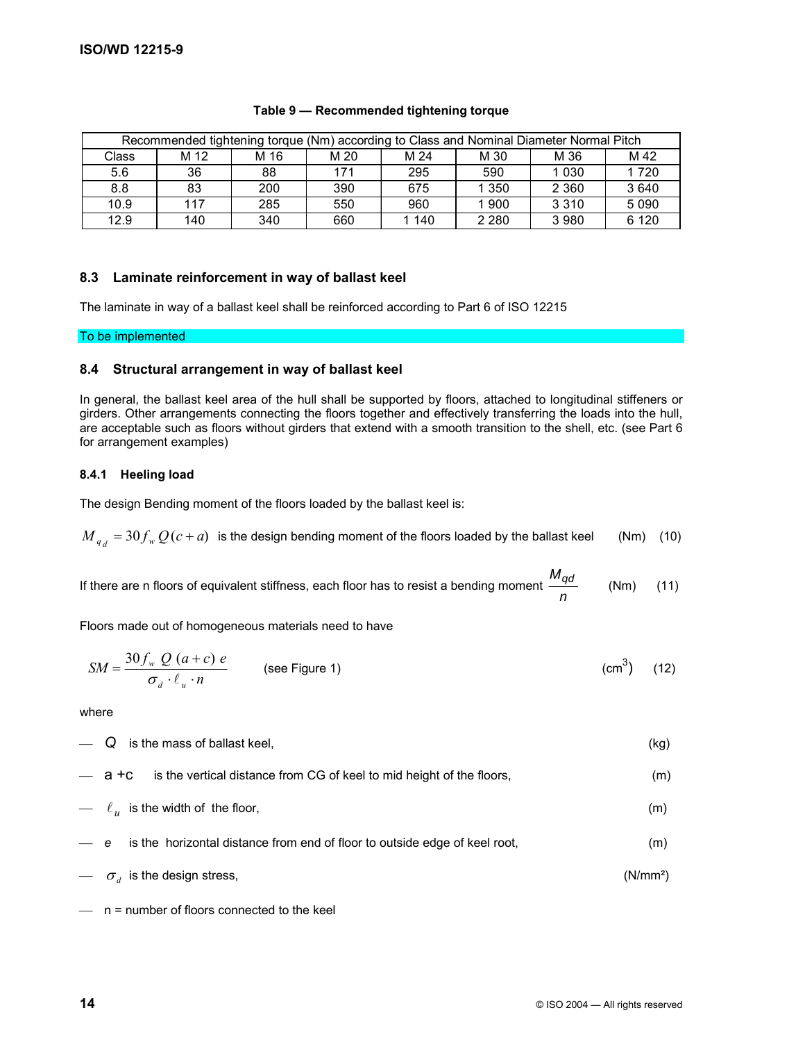**Table 9 — Recommended tightening torque**

| Recommended tightening torque (Nm) according to Class and Nominal Diameter Normal Pitch | | | | | | | |
|---|---|---|---|---|---|---|---|
| Class | M 12 | M 16 | M 20 | M 24 | M 30 | M 36 | M 42 |
| 5.6 | 36 | 88 | 171 | 295 | 590 | 1 030 | 1 720 |
| 8.8 | 83 | 200 | 390 | 675 | 1 350 | 2 360 | 3 640 |
| 10.9 | 117 | 285 | 550 | 960 | 1 900 | 3 310 | 5 090 |
| 12.9 | 140 | 340 | 660 | 1 140 | 2 280 | 3 980 | 6 120 |

### 8.3 Laminate reinforcement in way of ballast keel

The laminate in way of a ballast keel shall be reinforced according to Part 6 of ISO 12215

To be implemented

### 8.4 Structural arrangement in way of ballast keel

In general, the ballast keel area of the hull shall be supported by floors, attached to longitudinal stiffeners or girders. Other arrangements connecting the floors together and effectively transferring the loads into the hull, are acceptable such as floors without girders that extend with a smooth transition to the shell, etc. (see Part 6 for arrangement examples)

#### 8.4.1 Heeling load

The design Bending moment of the floors loaded by the ballast keel is:

$M_{q_d} = 30 f_w Q (c + a)$ is the design bending moment of the floors loaded by the ballast keel (Nm) (10)

If there are n floors of equivalent stiffness, each floor has to resist a bending moment $\dfrac{M_{qd}}{n}$ (Nm) (11)

Floors made out of homogeneous materials need to have

$$SM = \frac{30 f_w \; Q \; (a + c) \; e}{\sigma_d \cdot \ell_u \cdot n}$$ (see Figure 1) ($cm^3$) (12)

where

- $Q$ is the mass of ballast keel, (kg)
- $a + c$ is the vertical distance from CG of keel to mid height of the floors, (m)
- $\ell_u$ is the width of the floor, (m)
- $e$ is the horizontal distance from end of floor to outside edge of keel root, (m)
- $\sigma_d$ is the design stress, (N/mm²)
- n = number of floors connected to the keel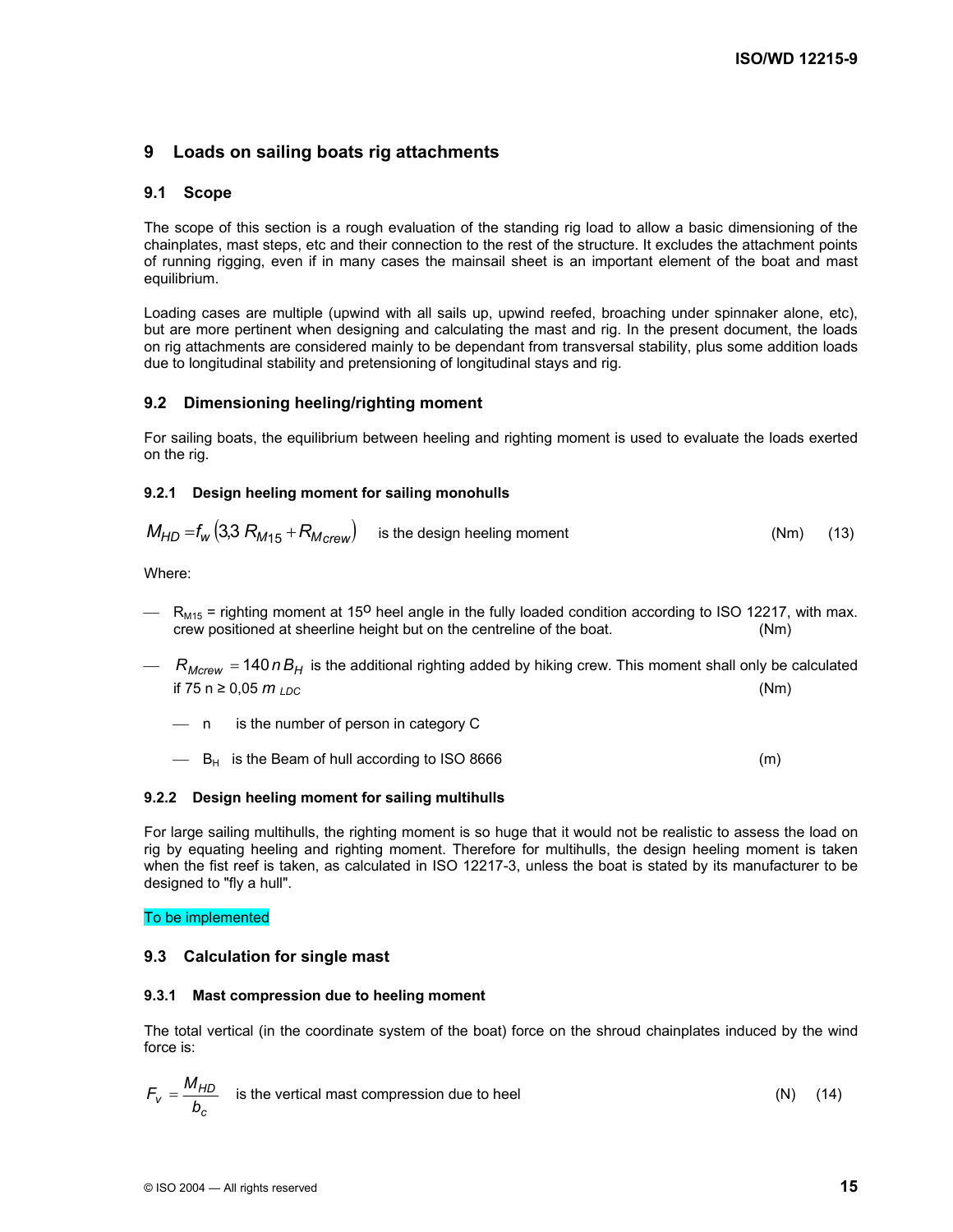## 9 Loads on sailing boats rig attachments

### 9.1 Scope

The scope of this section is a rough evaluation of the standing rig load to allow a basic dimensioning of the chainplates, mast steps, etc and their connection to the rest of the structure. It excludes the attachment points of running rigging, even if in many cases the mainsail sheet is an important element of the boat and mast equilibrium.

Loading cases are multiple (upwind with all sails up, upwind reefed, broaching under spinnaker alone, etc), but are more pertinent when designing and calculating the mast and rig. In the present document, the loads on rig attachments are considered mainly to be dependant from transversal stability, plus some addition loads due to longitudinal stability and pretensioning of longitudinal stays and rig.

### 9.2 Dimensioning heeling/righting moment

For sailing boats, the equilibrium between heeling and righting moment is used to evaluate the loads exerted on the rig.

#### 9.2.1 Design heeling moment for sailing monohulls

$$M_{HD} = f_w \left(3{,}3\ R_{M15} + R_{Mcrew}\right)$$ is the design heeling moment (Nm) (13)

Where:

- $R_{M15}$ = righting moment at 15° heel angle in the fully loaded condition according to ISO 12217, with max. crew positioned at sheerline height but on the centreline of the boat. (Nm)
- $R_{Mcrew} = 140\, n\, B_H$ is the additional righting added by hiking crew. This moment shall only be calculated if 75 n ≥ 0,05 $m_{LDC}$ (Nm)
  - n is the number of person in category C
  - $B_H$ is the Beam of hull according to ISO 8666 (m)

#### 9.2.2 Design heeling moment for sailing multihulls

For large sailing multihulls, the righting moment is so huge that it would not be realistic to assess the load on rig by equating heeling and righting moment. Therefore for multihulls, the design heeling moment is taken when the fist reef is taken, as calculated in ISO 12217-3, unless the boat is stated by its manufacturer to be designed to "fly a hull".

To be implemented

### 9.3 Calculation for single mast

#### 9.3.1 Mast compression due to heeling moment

The total vertical (in the coordinate system of the boat) force on the shroud chainplates induced by the wind force is:

$$F_v = \frac{M_{HD}}{b_c}$$ is the vertical mast compression due to heel (N) (14)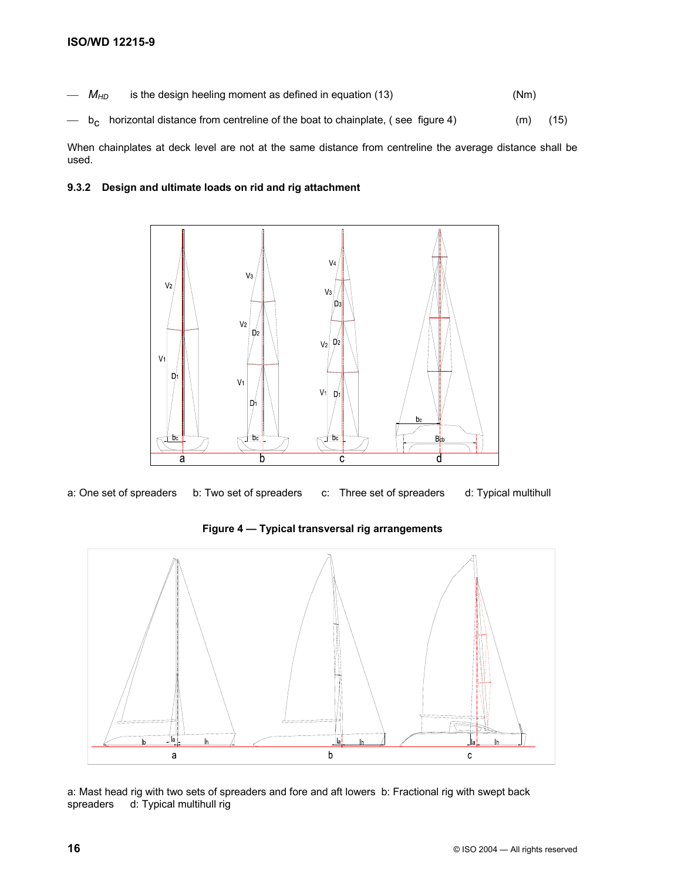— $M_{HD}$ is the design heeling moment as defined in equation (13) (Nm)

— $b_C$ horizontal distance from centreline of the boat to chainplate, ( see figure 4) (m) (15)

When chainplates at deck level are not at the same distance from centreline the average distance shall be used.

### 9.3.2 Design and ultimate loads on rid and rig attachment

a: One set of spreaders b: Two set of spreaders c: Three set of spreaders d: Typical multihull

**Figure 4 — Typical transversal rig arrangements**

a: Mast head rig with two sets of spreaders and fore and aft lowers b: Fractional rig with swept back spreaders d: Typical multihull rig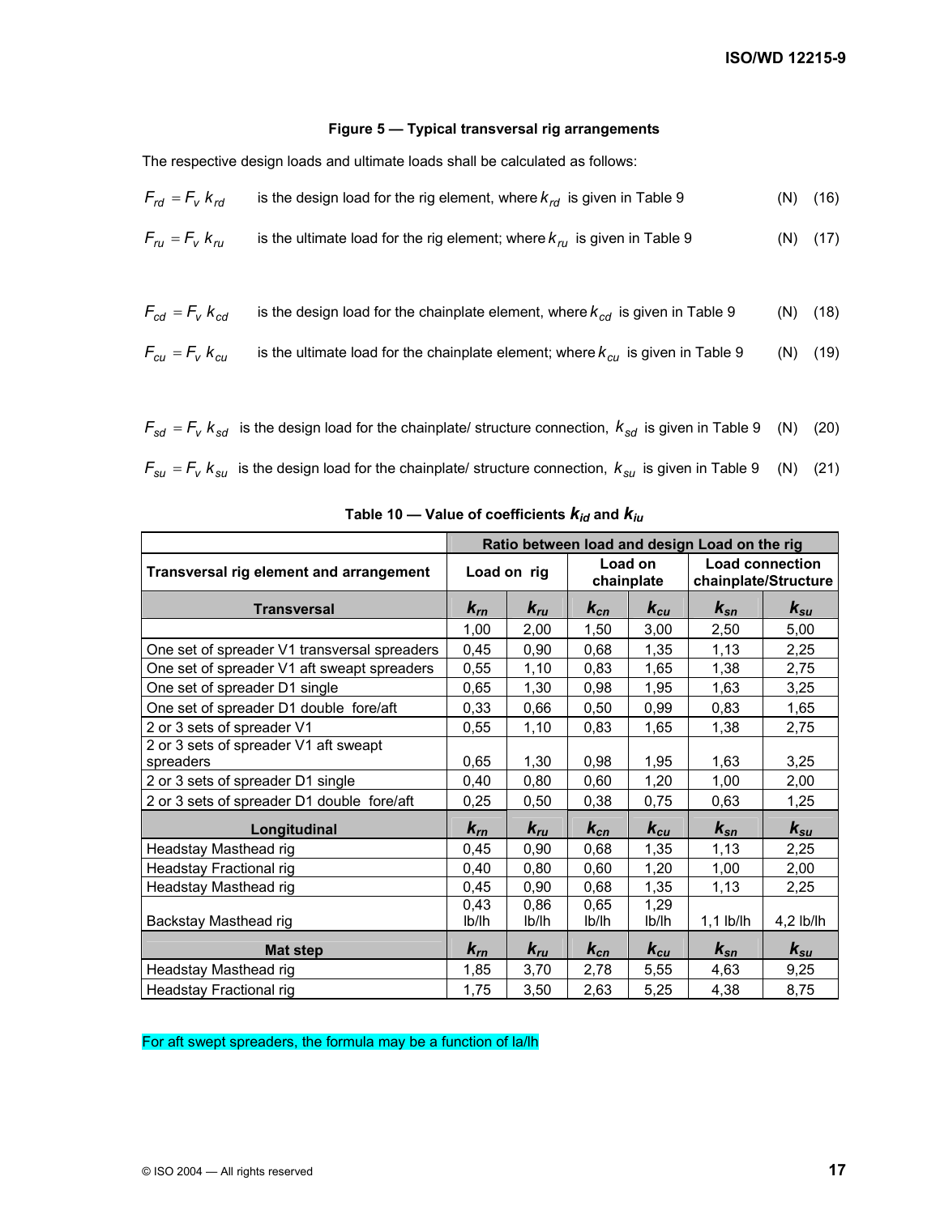**Figure 5 — Typical transversal rig arrangements**

The respective design loads and ultimate loads shall be calculated as follows:

$F_{rd} = F_v \, k_{rd}$ is the design load for the rig element, where $k_{rd}$ is given in Table 9 (N) (16)

$F_{ru} = F_v \, k_{ru}$ is the ultimate load for the rig element; where $k_{ru}$ is given in Table 9 (N) (17)

$F_{cd} = F_v \, k_{cd}$ is the design load for the chainplate element, where $k_{cd}$ is given in Table 9 (N) (18)

$F_{cu} = F_v \, k_{cu}$ is the ultimate load for the chainplate element; where $k_{cu}$ is given in Table 9 (N) (19)

$F_{sd} = F_v \, k_{sd}$ is the design load for the chainplate/ structure connection, $k_{sd}$ is given in Table 9 (N) (20)

$F_{su} = F_v \, k_{su}$ is the design load for the chainplate/ structure connection, $k_{su}$ is given in Table 9 (N) (21)

**Table 10 — Value of coefficients $k_{id}$ and $k_{iu}$**

| | Ratio between load and design Load on the rig | | | | | |
|---|---|---|---|---|---|---|
| **Transversal rig element and arrangement** | **Load on rig** | | **Load on chainplate** | | **Load connection chainplate/Structure** | |
| **Transversal** | $k_{rn}$ | $k_{ru}$ | $k_{cn}$ | $k_{cu}$ | $k_{sn}$ | $k_{su}$ |
| | 1,00 | 2,00 | 1,50 | 3,00 | 2,50 | 5,00 |
| One set of spreader V1 transversal spreaders | 0,45 | 0,90 | 0,68 | 1,35 | 1,13 | 2,25 |
| One set of spreader V1 aft sweapt spreaders | 0,55 | 1,10 | 0,83 | 1,65 | 1,38 | 2,75 |
| One set of spreader D1 single | 0,65 | 1,30 | 0,98 | 1,95 | 1,63 | 3,25 |
| One set of spreader D1 double fore/aft | 0,33 | 0,66 | 0,50 | 0,99 | 0,83 | 1,65 |
| 2 or 3 sets of spreader V1 | 0,55 | 1,10 | 0,83 | 1,65 | 1,38 | 2,75 |
| 2 or 3 sets of spreader V1 aft sweapt spreaders | 0,65 | 1,30 | 0,98 | 1,95 | 1,63 | 3,25 |
| 2 or 3 sets of spreader D1 single | 0,40 | 0,80 | 0,60 | 1,20 | 1,00 | 2,00 |
| 2 or 3 sets of spreader D1 double fore/aft | 0,25 | 0,50 | 0,38 | 0,75 | 0,63 | 1,25 |
| **Longitudinal** | $k_{rn}$ | $k_{ru}$ | $k_{cn}$ | $k_{cu}$ | $k_{sn}$ | $k_{su}$ |
| Headstay Masthead rig | 0,45 | 0,90 | 0,68 | 1,35 | 1,13 | 2,25 |
| Headstay Fractional rig | 0,40 | 0,80 | 0,60 | 1,20 | 1,00 | 2,00 |
| Headstay Masthead rig | 0,45 | 0,90 | 0,68 | 1,35 | 1,13 | 2,25 |
| Backstay Masthead rig | 0,43 lb/lh | 0,86 lb/lh | 0,65 lb/lh | 1,29 lb/lh | 1,1 lb/lh | 4,2 lb/lh |
| **Mat step** | $k_{rn}$ | $k_{ru}$ | $k_{cn}$ | $k_{cu}$ | $k_{sn}$ | $k_{su}$ |
| Headstay Masthead rig | 1,85 | 3,70 | 2,78 | 5,55 | 4,63 | 9,25 |
| Headstay Fractional rig | 1,75 | 3,50 | 2,63 | 5,25 | 4,38 | 8,75 |

For aft swept spreaders, the formula may be a function of la/lh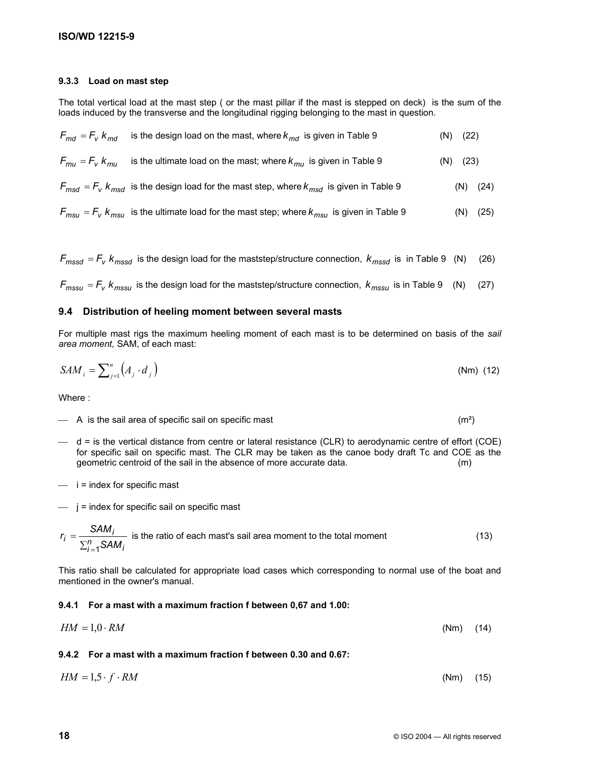### 9.3.3 Load on mast step

The total vertical load at the mast step ( or the mast pillar if the mast is stepped on deck) is the sum of the loads induced by the transverse and the longitudinal rigging belonging to the mast in question.

$F_{md} = F_v \, k_{md}$ is the design load on the mast, where $k_{md}$ is given in Table 9 (N) (22)

$F_{mu} = F_v \, k_{mu}$ is the ultimate load on the mast; where $k_{mu}$ is given in Table 9 (N) (23)

$F_{msd} = F_v \, k_{msd}$ is the design load for the mast step, where $k_{msd}$ is given in Table 9 (N) (24)

$F_{msu} = F_v \, k_{msu}$ is the ultimate load for the mast step; where $k_{msu}$ is given in Table 9 (N) (25)

$F_{mssd} = F_v \, k_{mssd}$ is the design load for the maststep/structure connection, $k_{mssd}$ is in Table 9 (N) (26)

$F_{mssu} = F_v \, k_{mssu}$ is the design load for the maststep/structure connection, $k_{mssu}$ is in Table 9 (N) (27)

## 9.4 Distribution of heeling moment between several masts

For multiple mast rigs the maximum heeling moment of each mast is to be determined on basis of the *sail area moment,* SAM, of each mast:

$$SAM_i = \sum_{j=1}^{n} \left( A_j \cdot d_j \right) \quad \text{(Nm)} \quad (12)$$

Where :

- A is the sail area of specific sail on specific mast (m²)
- d = is the vertical distance from centre or lateral resistance (CLR) to aerodynamic centre of effort (COE) for specific sail on specific mast. The CLR may be taken as the canoe body draft Tc and COE as the geometric centroid of the sail in the absence of more accurate data. (m)
- i = index for specific mast
- j = index for specific sail on specific mast

$r_i = \dfrac{SAM_i}{\sum_{i=1}^{n} SAM_i}$ is the ratio of each mast's sail area moment to the total moment (13)

This ratio shall be calculated for appropriate load cases which corresponding to normal use of the boat and mentioned in the owner's manual.

### 9.4.1 For a mast with a maximum fraction f between 0,67 and 1.00:

$$HM = 1{,}0 \cdot RM \quad \text{(Nm)} \quad (14)$$

### 9.4.2 For a mast with a maximum fraction f between 0.30 and 0.67:

$$HM = 1{,}5 \cdot f \cdot RM \quad \text{(Nm)} \quad (15)$$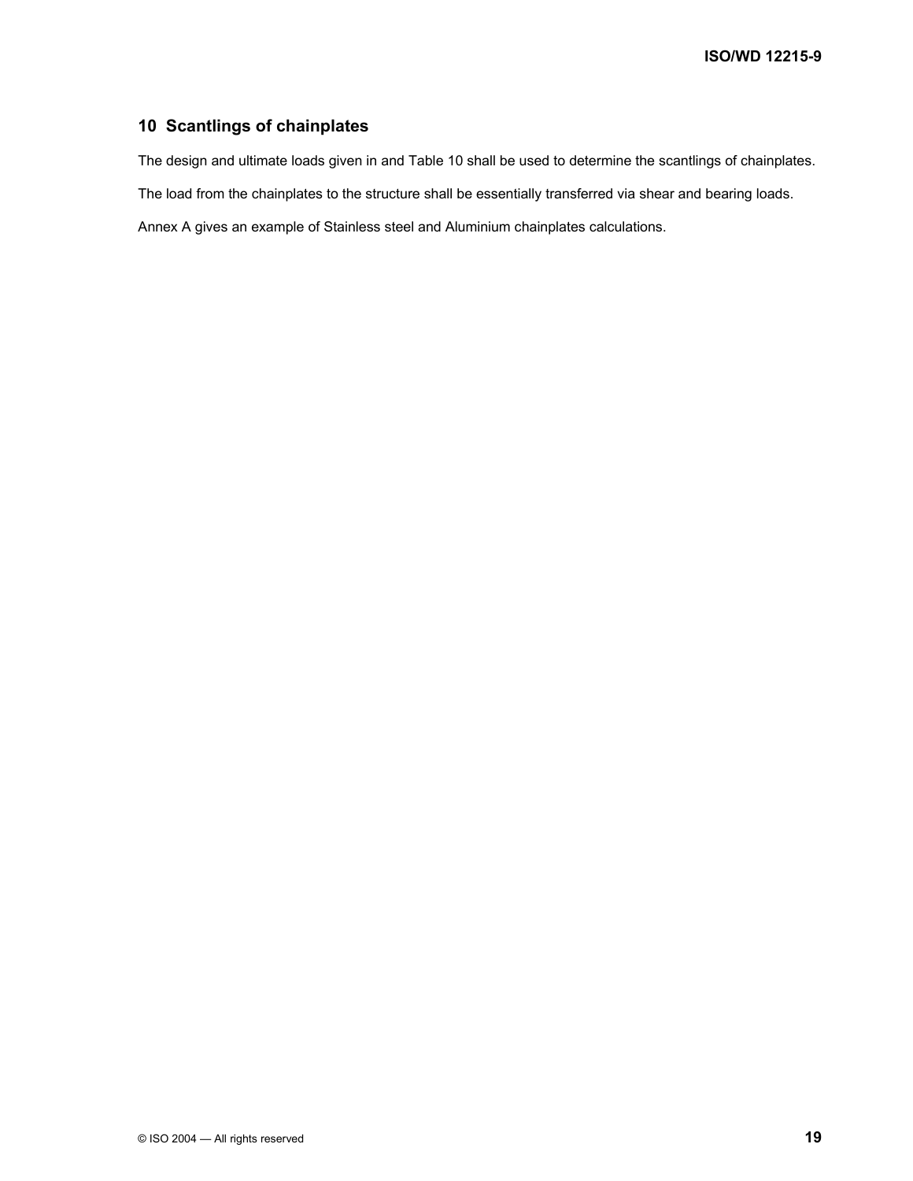## 10 Scantlings of chainplates

The design and ultimate loads given in and Table 10 shall be used to determine the scantlings of chainplates.

The load from the chainplates to the structure shall be essentially transferred via shear and bearing loads.

Annex A gives an example of Stainless steel and Aluminium chainplates calculations.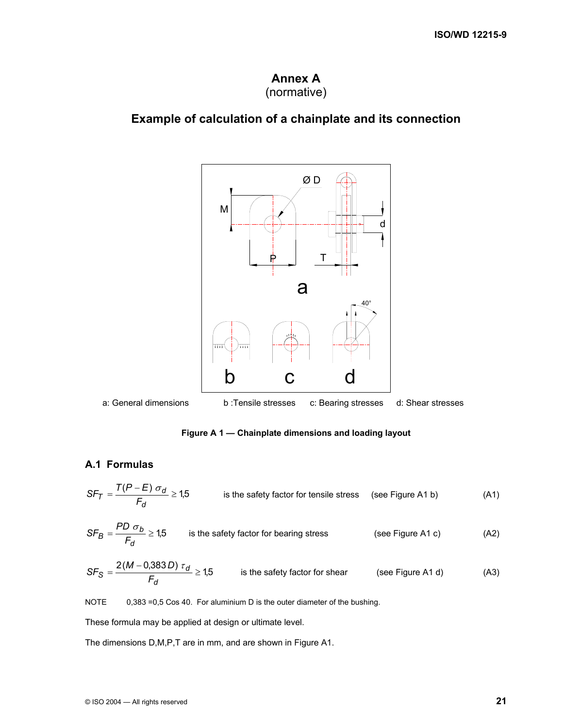# Annex A
(normative)

## Example of calculation of a chainplate and its connection

a: General dimensions b :Tensile stresses c: Bearing stresses d: Shear stresses

**Figure A 1 — Chainplate dimensions and loading layout**

### A.1 Formulas

$$SF_T = \frac{T(P-E)\,\sigma_d}{F_d} \geq 1{,}5 \qquad \text{is the safety factor for tensile stress (see Figure A1 b)} \qquad (A1)$$

$$SF_B = \frac{PD\,\sigma_b}{F_d} \geq 1{,}5 \qquad \text{is the safety factor for bearing stress (see Figure A1 c)} \qquad (A2)$$

$$SF_S = \frac{2(M-0{,}383\,D)\,\tau_d}{F_d} \geq 1{,}5 \qquad \text{is the safety factor for shear (see Figure A1 d)} \qquad (A3)$$

NOTE 0,383 =0,5 Cos 40. For aluminium D is the outer diameter of the bushing.

These formula may be applied at design or ultimate level.

The dimensions D,M,P,T are in mm, and are shown in Figure A1.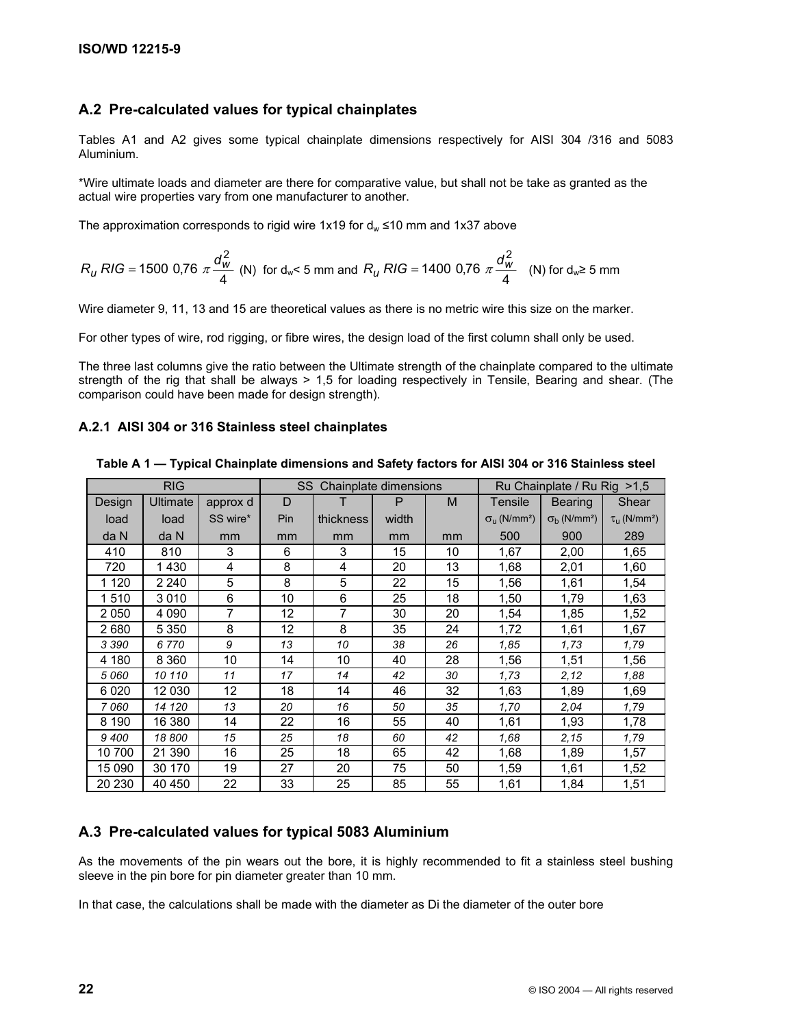## A.2 Pre-calculated values for typical chainplates

Tables A1 and A2 gives some typical chainplate dimensions respectively for AISI 304 /316 and 5083 Aluminium.

*Wire ultimate loads and diameter are there for comparative value, but shall not be take as granted as the actual wire properties vary from one manufacturer to another.

The approximation corresponds to rigid wire 1x19 for $d_w$ ≤10 mm and 1x37 above

$R_u\ RIG = 1500\ 0{,}76\ \pi \frac{d_w^2}{4}$ (N) for $d_w$< 5 mm and $R_u\ RIG = 1400\ 0{,}76\ \pi \frac{d_w^2}{4}$ (N) for $d_w$≥ 5 mm

Wire diameter 9, 11, 13 and 15 are theoretical values as there is no metric wire this size on the marker.

For other types of wire, rod rigging, or fibre wires, the design load of the first column shall only be used.

The three last columns give the ratio between the Ultimate strength of the chainplate compared to the ultimate strength of the rig that shall be always > 1,5 for loading respectively in Tensile, Bearing and shear. (The comparison could have been made for design strength).

### A.2.1 AISI 304 or 316 Stainless steel chainplates

**Table A 1 — Typical Chainplate dimensions and Safety factors for AISI 304 or 316 Stainless steel**

| RIG | | | SS Chainplate dimensions | | | | Ru Chainplate / Ru Rig >1,5 | | |
|---|---|---|---|---|---|---|---|---|---|
| Design load | Ultimate load | approx d SS wire* | D Pin | T thickness | P width | M | Tensile $\sigma_u$ (N/mm²) | Bearing $\sigma_b$ (N/mm²) | Shear $\tau_u$ (N/mm²) |
| da N | da N | mm | mm | mm | mm | mm | 500 | 900 | 289 |
| 410 | 810 | 3 | 6 | 3 | 15 | 10 | 1,67 | 2,00 | 1,65 |
| 720 | 1 430 | 4 | 8 | 4 | 20 | 13 | 1,68 | 2,01 | 1,60 |
| 1 120 | 2 240 | 5 | 8 | 5 | 22 | 15 | 1,56 | 1,61 | 1,54 |
| 1 510 | 3 010 | 6 | 10 | 6 | 25 | 18 | 1,50 | 1,79 | 1,63 |
| 2 050 | 4 090 | 7 | 12 | 7 | 30 | 20 | 1,54 | 1,85 | 1,52 |
| 2 680 | 5 350 | 8 | 12 | 8 | 35 | 24 | 1,72 | 1,61 | 1,67 |
| *3 390* | *6 770* | *9* | *13* | *10* | *38* | *26* | *1,85* | *1,73* | *1,79* |
| 4 180 | 8 360 | 10 | 14 | 10 | 40 | 28 | 1,56 | 1,51 | 1,56 |
| *5 060* | *10 110* | *11* | *17* | *14* | *42* | *30* | *1,73* | *2,12* | *1,88* |
| 6 020 | 12 030 | 12 | 18 | 14 | 46 | 32 | 1,63 | 1,89 | 1,69 |
| *7 060* | *14 120* | *13* | *20* | *16* | *50* | *35* | *1,70* | *2,04* | *1,79* |
| 8 190 | 16 380 | 14 | 22 | 16 | 55 | 40 | 1,61 | 1,93 | 1,78 |
| *9 400* | *18 800* | *15* | *25* | *18* | *60* | *42* | *1,68* | *2,15* | *1,79* |
| 10 700 | 21 390 | 16 | 25 | 18 | 65 | 42 | 1,68 | 1,89 | 1,57 |
| 15 090 | 30 170 | 19 | 27 | 20 | 75 | 50 | 1,59 | 1,61 | 1,52 |
| 20 230 | 40 450 | 22 | 33 | 25 | 85 | 55 | 1,61 | 1,84 | 1,51 |

## A.3 Pre-calculated values for typical 5083 Aluminium

As the movements of the pin wears out the bore, it is highly recommended to fit a stainless steel bushing sleeve in the pin bore for pin diameter greater than 10 mm.

In that case, the calculations shall be made with the diameter as Di the diameter of the outer bore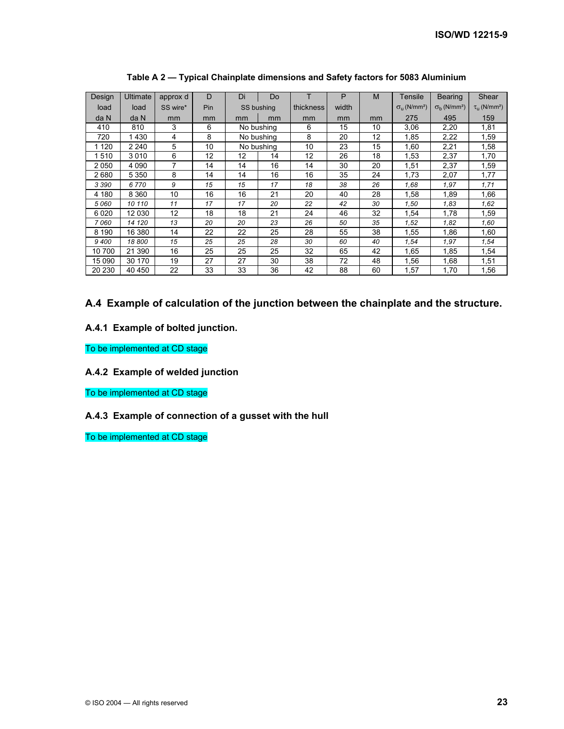**Table A 2 — Typical Chainplate dimensions and Safety factors for 5083 Aluminium**

| Design load | Ultimate load | approx d SS wire* | D Pin | Di SS bushing | Do SS bushing | T thickness | P width | M | Tensile $\sigma_u$ (N/mm²) | Bearing $\sigma_b$ (N/mm²) | Shear $\tau_u$ (N/mm²) |
|---|---|---|---|---|---|---|---|---|---|---|---|
| da N | da N | mm | mm | mm | mm | mm | mm | mm | 275 | 495 | 159 |
| 410 | 810 | 3 | 6 | No bushing | | 6 | 15 | 10 | 3,06 | 2,20 | 1,81 |
| 720 | 1 430 | 4 | 8 | No bushing | | 8 | 20 | 12 | 1,85 | 2,22 | 1,59 |
| 1 120 | 2 240 | 5 | 10 | No bushing | | 10 | 23 | 15 | 1,60 | 2,21 | 1,58 |
| 1 510 | 3 010 | 6 | 12 | 12 | 14 | 12 | 26 | 18 | 1,53 | 2,37 | 1,70 |
| 2 050 | 4 090 | 7 | 14 | 14 | 16 | 14 | 30 | 20 | 1,51 | 2,37 | 1,59 |
| 2 680 | 5 350 | 8 | 14 | 14 | 16 | 16 | 35 | 24 | 1,73 | 2,07 | 1,77 |
| *3 390* | *6 770* | *9* | *15* | *15* | *17* | *18* | *38* | *26* | *1,68* | *1,97* | *1,71* |
| 4 180 | 8 360 | 10 | 16 | 16 | 21 | 20 | 40 | 28 | 1,58 | 1,89 | 1,66 |
| *5 060* | *10 110* | *11* | *17* | *17* | *20* | *22* | *42* | *30* | *1,50* | *1,83* | *1,62* |
| 6 020 | 12 030 | 12 | 18 | 18 | 21 | 24 | 46 | 32 | 1,54 | 1,78 | 1,59 |
| *7 060* | *14 120* | *13* | *20* | *20* | *23* | *26* | *50* | *35* | *1,52* | *1,82* | *1,60* |
| 8 190 | 16 380 | 14 | 22 | 22 | 25 | 28 | 55 | 38 | 1,55 | 1,86 | 1,60 |
| *9 400* | *18 800* | *15* | *25* | *25* | *28* | *30* | *60* | *40* | *1,54* | *1,97* | *1,54* |
| 10 700 | 21 390 | 16 | 25 | 25 | 25 | 32 | 65 | 42 | 1,65 | 1,85 | 1,54 |
| 15 090 | 30 170 | 19 | 27 | 27 | 30 | 38 | 72 | 48 | 1,56 | 1,68 | 1,51 |
| 20 230 | 40 450 | 22 | 33 | 33 | 36 | 42 | 88 | 60 | 1,57 | 1,70 | 1,56 |

## A.4 Example of calculation of the junction between the chainplate and the structure.

### A.4.1 Example of bolted junction.

To be implemented at CD stage

### A.4.2 Example of welded junction

To be implemented at CD stage

### A.4.3 Example of connection of a gusset with the hull

To be implemented at CD stage